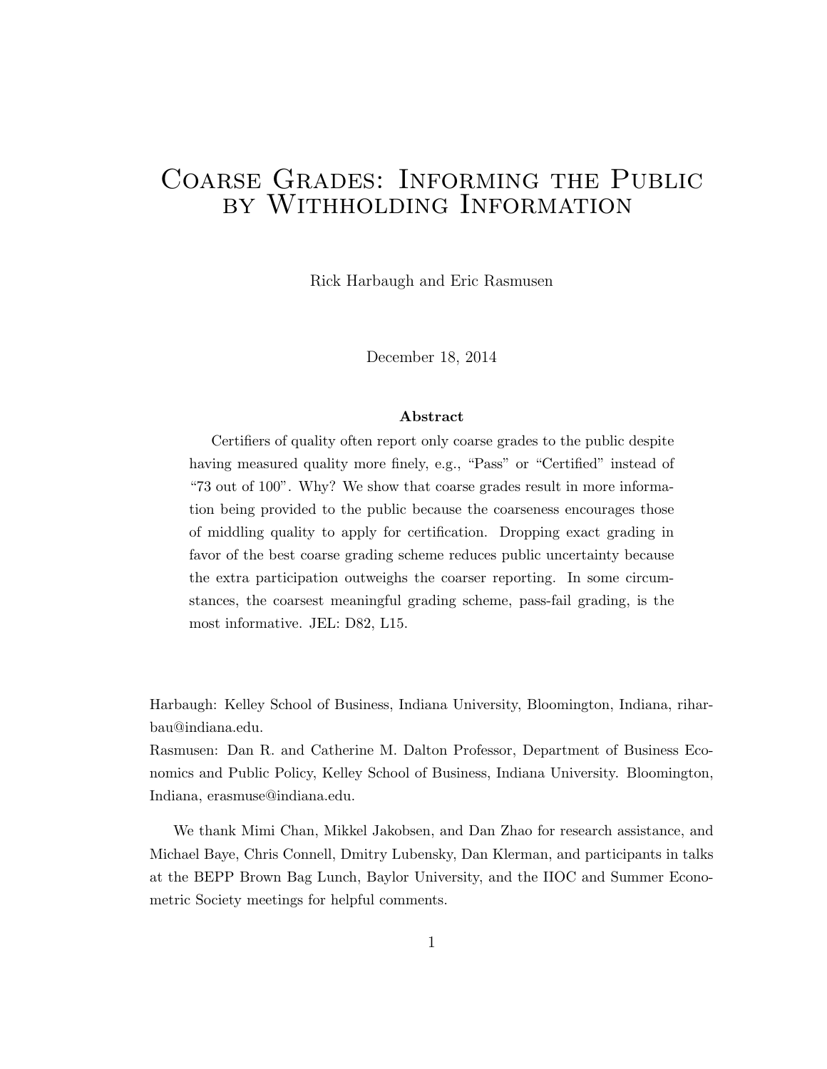# Coarse Grades: Informing the Public by Withholding Information

Rick Harbaugh and Eric Rasmusen

December 18, 2014

### Abstract

Certifiers of quality often report only coarse grades to the public despite having measured quality more finely, e.g., "Pass" or "Certified" instead of "73 out of 100". Why? We show that coarse grades result in more information being provided to the public because the coarseness encourages those of middling quality to apply for certification. Dropping exact grading in favor of the best coarse grading scheme reduces public uncertainty because the extra participation outweighs the coarser reporting. In some circumstances, the coarsest meaningful grading scheme, pass-fail grading, is the most informative. JEL: D82, L15.

Harbaugh: Kelley School of Business, Indiana University, Bloomington, Indiana, riharbau@indiana.edu.

Rasmusen: Dan R. and Catherine M. Dalton Professor, Department of Business Economics and Public Policy, Kelley School of Business, Indiana University. Bloomington, Indiana, erasmuse@indiana.edu.

We thank Mimi Chan, Mikkel Jakobsen, and Dan Zhao for research assistance, and Michael Baye, Chris Connell, Dmitry Lubensky, Dan Klerman, and participants in talks at the BEPP Brown Bag Lunch, Baylor University, and the IIOC and Summer Econometric Society meetings for helpful comments.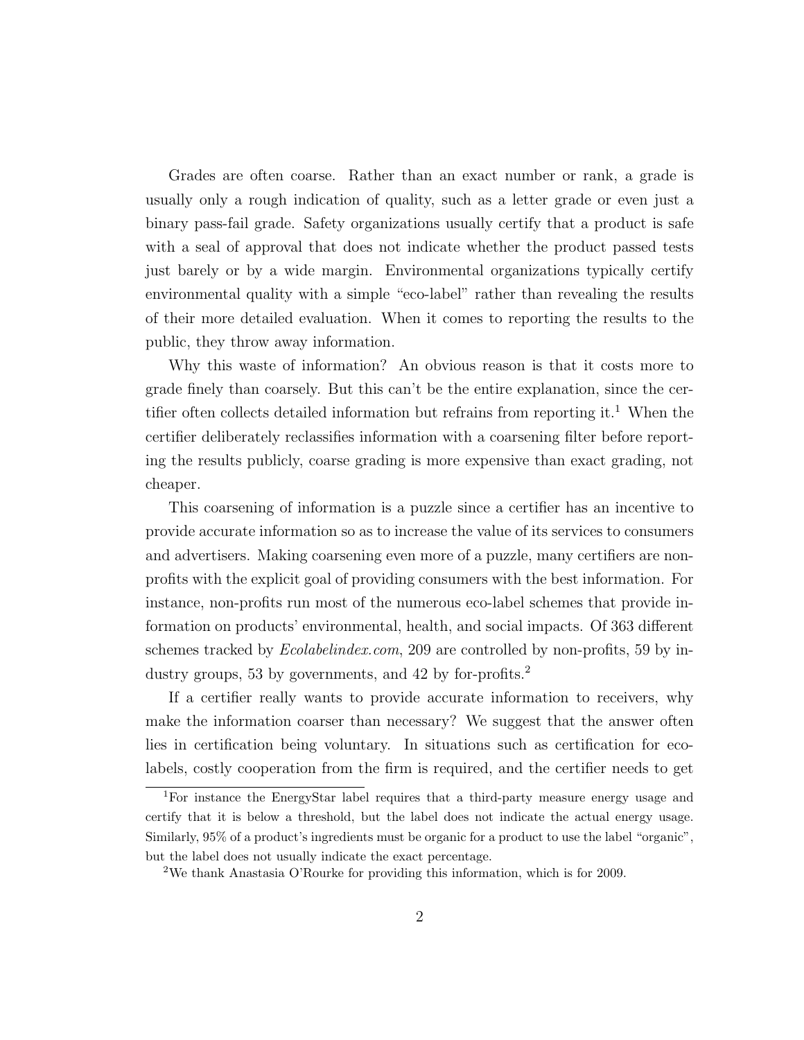Grades are often coarse. Rather than an exact number or rank, a grade is usually only a rough indication of quality, such as a letter grade or even just a binary pass-fail grade. Safety organizations usually certify that a product is safe with a seal of approval that does not indicate whether the product passed tests just barely or by a wide margin. Environmental organizations typically certify environmental quality with a simple "eco-label" rather than revealing the results of their more detailed evaluation. When it comes to reporting the results to the public, they throw away information.

Why this waste of information? An obvious reason is that it costs more to grade finely than coarsely. But this can't be the entire explanation, since the certifier often collects detailed information but refrains from reporting it.[1] When the certifier deliberately reclassifies information with a coarsening filter before reporting the results publicly, coarse grading is more expensive than exact grading, not cheaper.

This coarsening of information is a puzzle since a certifier has an incentive to provide accurate information so as to increase the value of its services to consumers and advertisers. Making coarsening even more of a puzzle, many certifiers are non-profits with the explicit goal of providing consumers with the best information. For instance, non-profits run most of the numerous eco-label schemes that provide information on products' environmental, health, and social impacts. Of 363 different schemes tracked by *Ecolabelindex.com*, 209 are controlled by non-profits, 59 by industry groups, 53 by governments, and 42 by for-profits.[2]

If a certifier really wants to provide accurate information to receivers, why make the information coarser than necessary? We suggest that the answer often lies in certification being voluntary. In situations such as certification for eco-labels, costly cooperation from the firm is required, and the certifier needs to get

[1] For instance the EnergyStar label requires that a third-party measure energy usage and certify that it is below a threshold, but the label does not indicate the actual energy usage. Similarly, 95% of a product's ingredients must be organic for a product to use the label "organic", but the label does not usually indicate the exact percentage.

[2] We thank Anastasia O'Rourke for providing this information, which is for 2009.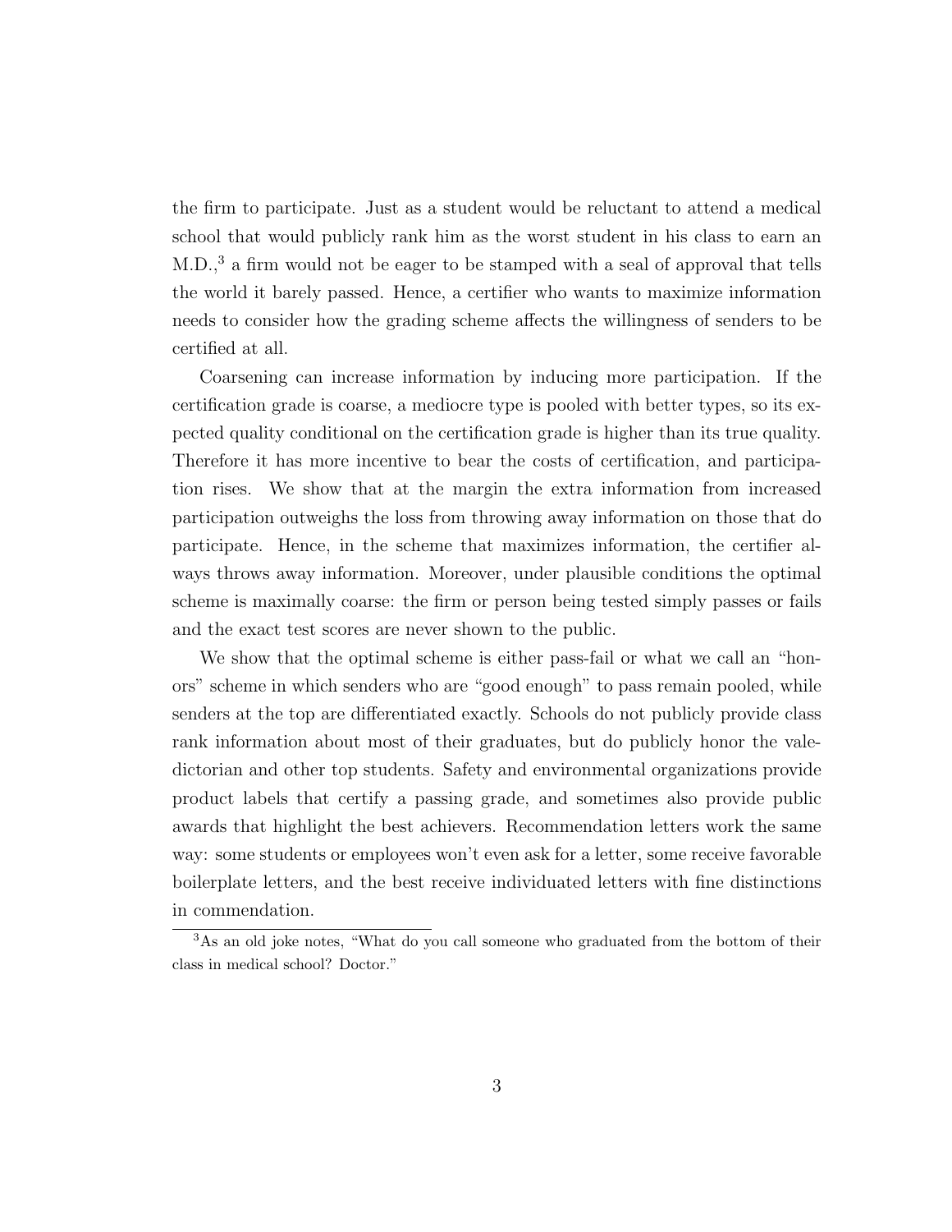the firm to participate. Just as a student would be reluctant to attend a medical school that would publicly rank him as the worst student in his class to earn an M.D.,[3] a firm would not be eager to be stamped with a seal of approval that tells the world it barely passed. Hence, a certifier who wants to maximize information needs to consider how the grading scheme affects the willingness of senders to be certified at all.

Coarsening can increase information by inducing more participation. If the certification grade is coarse, a mediocre type is pooled with better types, so its expected quality conditional on the certification grade is higher than its true quality. Therefore it has more incentive to bear the costs of certification, and participation rises. We show that at the margin the extra information from increased participation outweighs the loss from throwing away information on those that do participate. Hence, in the scheme that maximizes information, the certifier always throws away information. Moreover, under plausible conditions the optimal scheme is maximally coarse: the firm or person being tested simply passes or fails and the exact test scores are never shown to the public.

We show that the optimal scheme is either pass-fail or what we call an "honors" scheme in which senders who are "good enough" to pass remain pooled, while senders at the top are differentiated exactly. Schools do not publicly provide class rank information about most of their graduates, but do publicly honor the valedictorian and other top students. Safety and environmental organizations provide product labels that certify a passing grade, and sometimes also provide public awards that highlight the best achievers. Recommendation letters work the same way: some students or employees won't even ask for a letter, some receive favorable boilerplate letters, and the best receive individuated letters with fine distinctions in commendation.

[3] As an old joke notes, "What do you call someone who graduated from the bottom of their class in medical school? Doctor."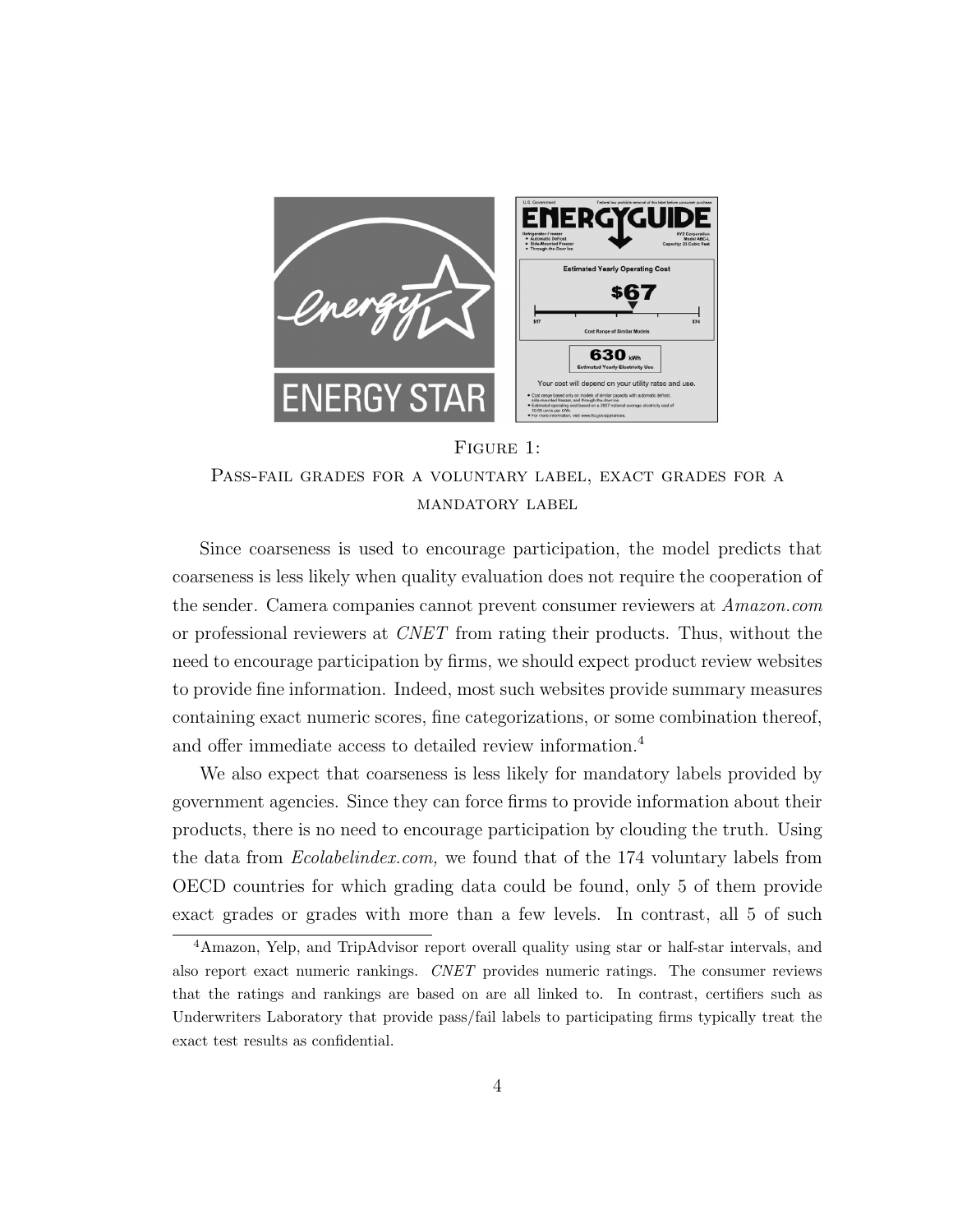Figure 1:
Pass-fail grades for a voluntary label, exact grades for a mandatory label

Since coarseness is used to encourage participation, the model predicts that coarseness is less likely when quality evaluation does not require the cooperation of the sender. Camera companies cannot prevent consumer reviewers at *Amazon.com* or professional reviewers at *CNET* from rating their products. Thus, without the need to encourage participation by firms, we should expect product review websites to provide fine information. Indeed, most such websites provide summary measures containing exact numeric scores, fine categorizations, or some combination thereof, and offer immediate access to detailed review information.[4]

We also expect that coarseness is less likely for mandatory labels provided by government agencies. Since they can force firms to provide information about their products, there is no need to encourage participation by clouding the truth. Using the data from *Ecolabelindex.com,* we found that of the 174 voluntary labels from OECD countries for which grading data could be found, only 5 of them provide exact grades or grades with more than a few levels. In contrast, all 5 of such

[4]Amazon, Yelp, and TripAdvisor report overall quality using star or half-star intervals, and also report exact numeric rankings. *CNET* provides numeric ratings. The consumer reviews that the ratings and rankings are based on are all linked to. In contrast, certifiers such as Underwriters Laboratory that provide pass/fail labels to participating firms typically treat the exact test results as confidential.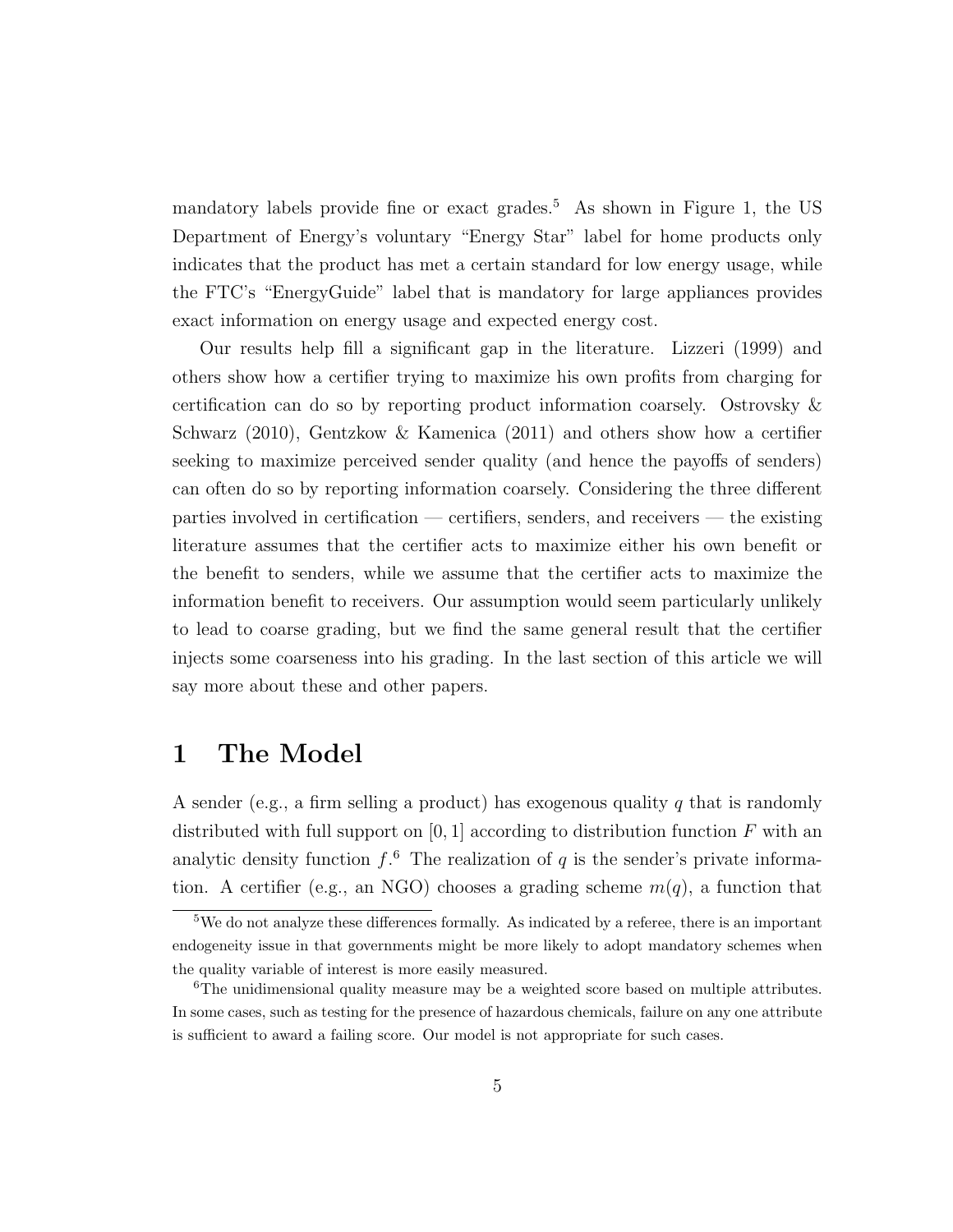mandatory labels provide fine or exact grades.[5] As shown in Figure 1, the US Department of Energy's voluntary "Energy Star" label for home products only indicates that the product has met a certain standard for low energy usage, while the FTC's "EnergyGuide" label that is mandatory for large appliances provides exact information on energy usage and expected energy cost.

Our results help fill a significant gap in the literature. Lizzeri (1999) and others show how a certifier trying to maximize his own profits from charging for certification can do so by reporting product information coarsely. Ostrovsky & Schwarz (2010), Gentzkow & Kamenica (2011) and others show how a certifier seeking to maximize perceived sender quality (and hence the payoffs of senders) can often do so by reporting information coarsely. Considering the three different parties involved in certification — certifiers, senders, and receivers — the existing literature assumes that the certifier acts to maximize either his own benefit or the benefit to senders, while we assume that the certifier acts to maximize the information benefit to receivers. Our assumption would seem particularly unlikely to lead to coarse grading, but we find the same general result that the certifier injects some coarseness into his grading. In the last section of this article we will say more about these and other papers.

# 1 The Model

A sender (e.g., a firm selling a product) has exogenous quality $q$ that is randomly distributed with full support on $[0, 1]$ according to distribution function $F$ with an analytic density function $f$.[6] The realization of $q$ is the sender's private information. A certifier (e.g., an NGO) chooses a grading scheme $m(q)$, a function that

[5] We do not analyze these differences formally. As indicated by a referee, there is an important endogeneity issue in that governments might be more likely to adopt mandatory schemes when the quality variable of interest is more easily measured.

[6] The unidimensional quality measure may be a weighted score based on multiple attributes. In some cases, such as testing for the presence of hazardous chemicals, failure on any one attribute is sufficient to award a failing score. Our model is not appropriate for such cases.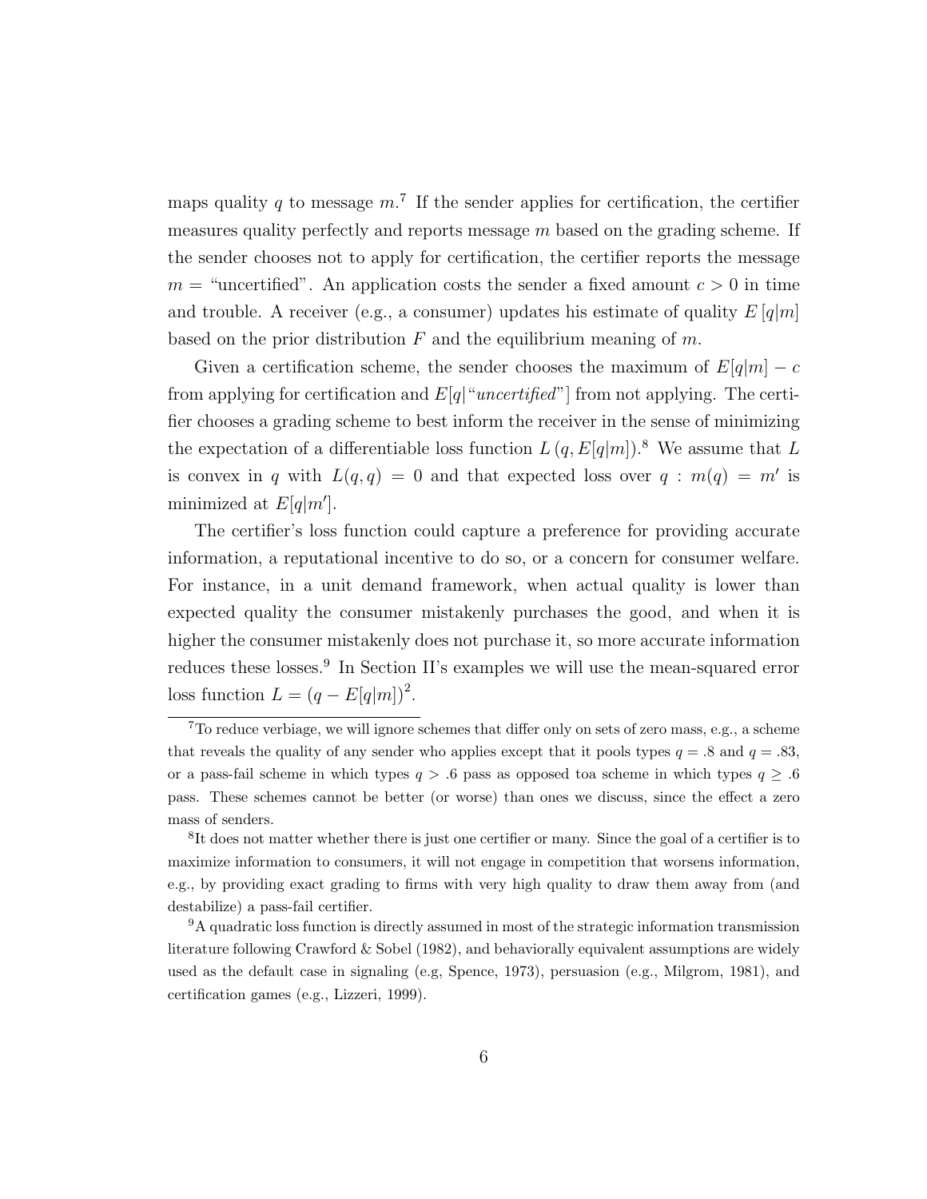maps quality $q$ to message $m$.[7] If the sender applies for certification, the certifier measures quality perfectly and reports message $m$ based on the grading scheme. If the sender chooses not to apply for certification, the certifier reports the message $m$ = "uncertified". An application costs the sender a fixed amount $c > 0$ in time and trouble. A receiver (e.g., a consumer) updates his estimate of quality $E[q|m]$ based on the prior distribution $F$ and the equilibrium meaning of $m$.

Given a certification scheme, the sender chooses the maximum of $E[q|m] - c$ from applying for certification and $E[q|\text{"}uncertified\text{"}]$ from not applying. The certifier chooses a grading scheme to best inform the receiver in the sense of minimizing the expectation of a differentiable loss function $L(q, E[q|m])$.[8] We assume that $L$ is convex in $q$ with $L(q, q) = 0$ and that expected loss over $q : m(q) = m'$ is minimized at $E[q|m']$.

The certifier's loss function could capture a preference for providing accurate information, a reputational incentive to do so, or a concern for consumer welfare. For instance, in a unit demand framework, when actual quality is lower than expected quality the consumer mistakenly purchases the good, and when it is higher the consumer mistakenly does not purchase it, so more accurate information reduces these losses.[9] In Section II's examples we will use the mean-squared error loss function $L = (q - E[q|m])^2$.

---

[7] To reduce verbiage, we will ignore schemes that differ only on sets of zero mass, e.g., a scheme that reveals the quality of any sender who applies except that it pools types $q = .8$ and $q = .83$, or a pass-fail scheme in which types $q > .6$ pass as opposed toa scheme in which types $q \geq .6$ pass. These schemes cannot be better (or worse) than ones we discuss, since the effect a zero mass of senders.

[8] It does not matter whether there is just one certifier or many. Since the goal of a certifier is to maximize information to consumers, it will not engage in competition that worsens information, e.g., by providing exact grading to firms with very high quality to draw them away from (and destabilize) a pass-fail certifier.

[9] A quadratic loss function is directly assumed in most of the strategic information transmission literature following Crawford & Sobel (1982), and behaviorally equivalent assumptions are widely used as the default case in signaling (e.g, Spence, 1973), persuasion (e.g., Milgrom, 1981), and certification games (e.g., Lizzeri, 1999).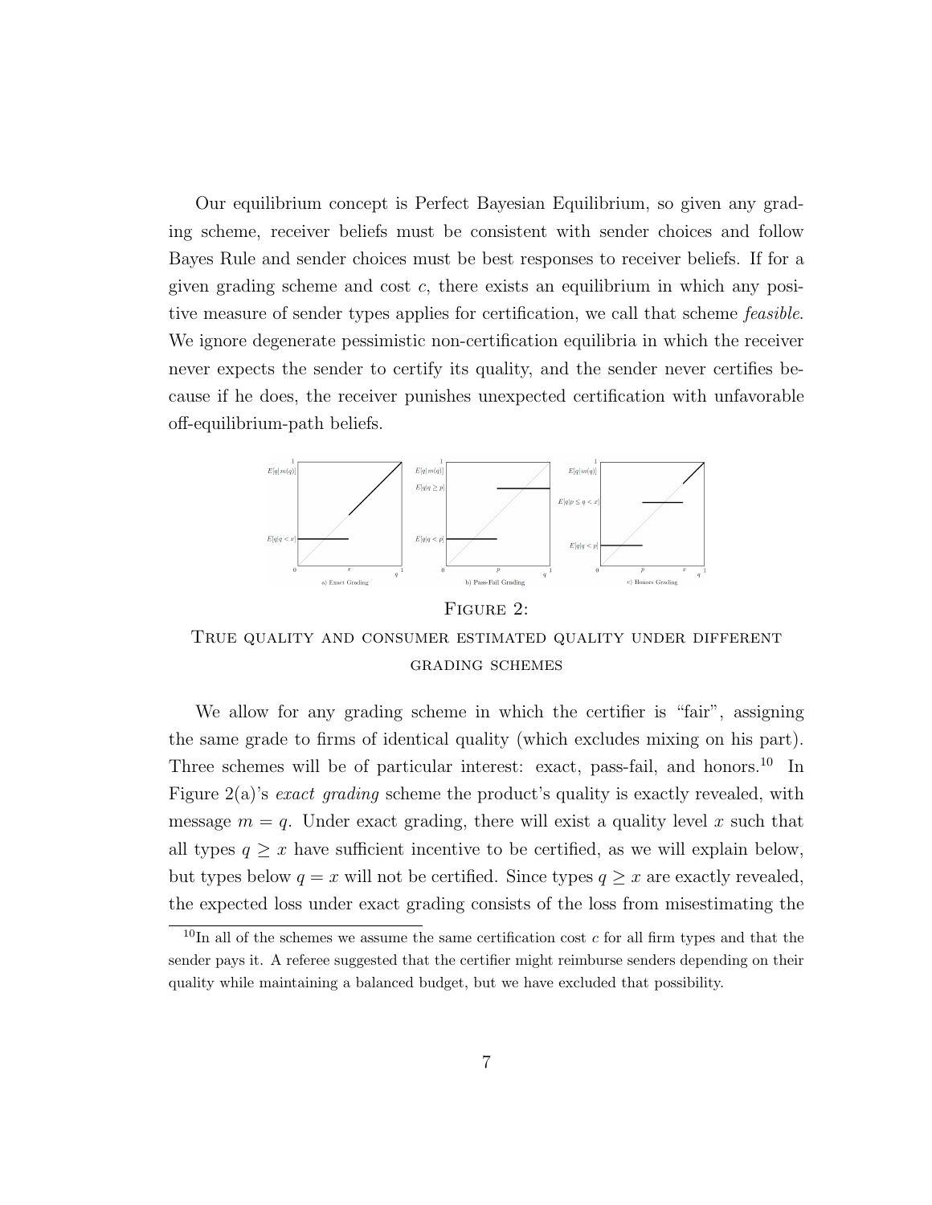Our equilibrium concept is Perfect Bayesian Equilibrium, so given any grading scheme, receiver beliefs must be consistent with sender choices and follow Bayes Rule and sender choices must be best responses to receiver beliefs. If for a given grading scheme and cost $c$, there exists an equilibrium in which any positive measure of sender types applies for certification, we call that scheme *feasible*. We ignore degenerate pessimistic non-certification equilibria in which the receiver never expects the sender to certify its quality, and the sender never certifies because if he does, the receiver punishes unexpected certification with unfavorable off-equilibrium-path beliefs.

FIGURE 2:

TRUE QUALITY AND CONSUMER ESTIMATED QUALITY UNDER DIFFERENT GRADING SCHEMES

We allow for any grading scheme in which the certifier is "fair", assigning the same grade to firms of identical quality (which excludes mixing on his part). Three schemes will be of particular interest: exact, pass-fail, and honors.[10] In Figure 2(a)'s *exact grading* scheme the product's quality is exactly revealed, with message $m = q$. Under exact grading, there will exist a quality level $x$ such that all types $q \geq x$ have sufficient incentive to be certified, as we will explain below, but types below $q = x$ will not be certified. Since types $q \geq x$ are exactly revealed, the expected loss under exact grading consists of the loss from misestimating the

[10]In all of the schemes we assume the same certification cost $c$ for all firm types and that the sender pays it. A referee suggested that the certifier might reimburse senders depending on their quality while maintaining a balanced budget, but we have excluded that possibility.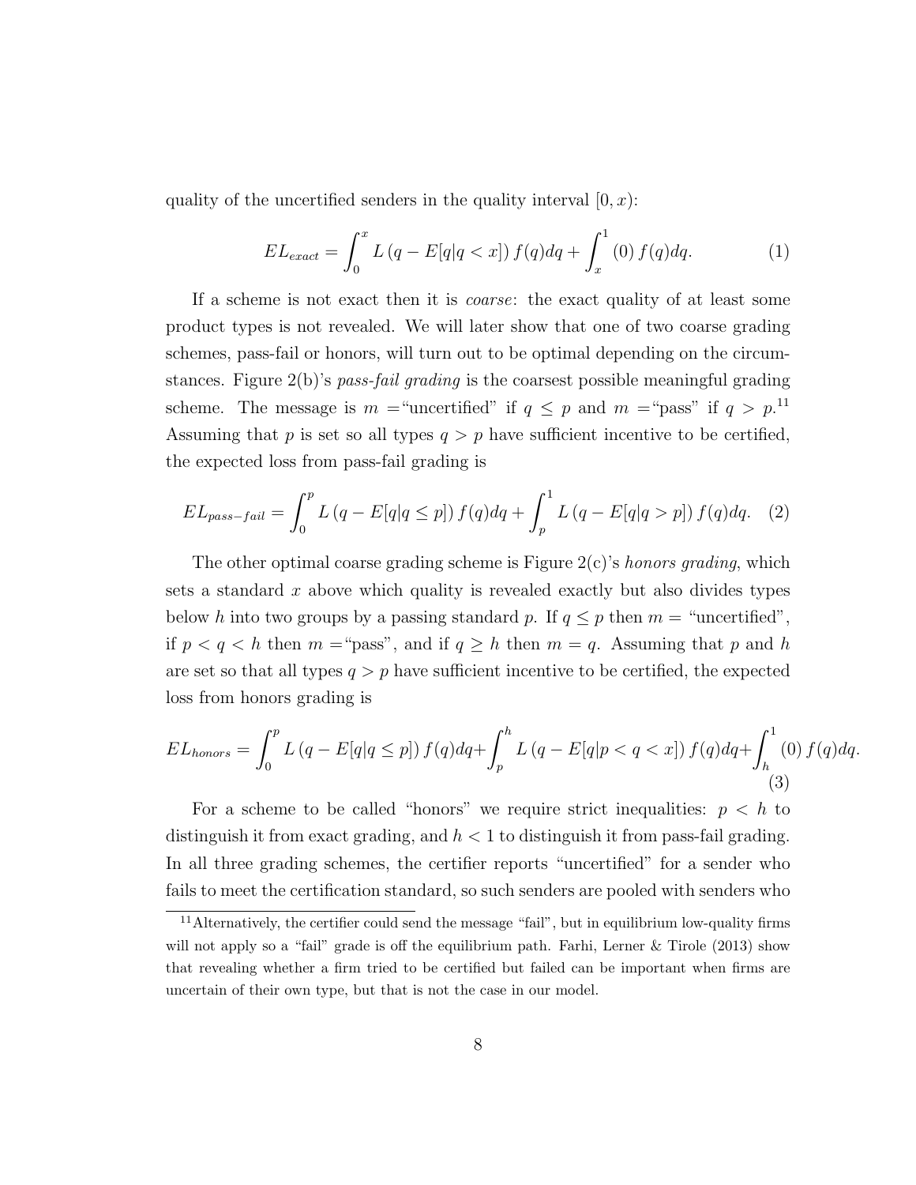quality of the uncertified senders in the quality interval $[0, x)$:

$$EL_{exact} = \int_0^x L\left(q - E[q|q < x]\right) f(q)dq + \int_x^1 (0)\, f(q)dq. \tag{1}$$

If a scheme is not exact then it is *coarse*: the exact quality of at least some product types is not revealed. We will later show that one of two coarse grading schemes, pass-fail or honors, will turn out to be optimal depending on the circumstances. Figure 2(b)'s *pass-fail grading* is the coarsest possible meaningful grading scheme. The message is $m =$"uncertified" if $q \leq p$ and $m =$"pass" if $q > p$.[11] Assuming that $p$ is set so all types $q > p$ have sufficient incentive to be certified, the expected loss from pass-fail grading is

$$EL_{pass-fail} = \int_0^p L\left(q - E[q|q \leq p]\right) f(q)dq + \int_p^1 L\left(q - E[q|q > p]\right) f(q)dq. \tag{2}$$

The other optimal coarse grading scheme is Figure 2(c)'s *honors grading*, which sets a standard $x$ above which quality is revealed exactly but also divides types below $h$ into two groups by a passing standard $p$. If $q \leq p$ then $m =$ "uncertified", if $p < q < h$ then $m =$"pass", and if $q \geq h$ then $m = q$. Assuming that $p$ and $h$ are set so that all types $q > p$ have sufficient incentive to be certified, the expected loss from honors grading is

$$EL_{honors} = \int_0^p L\left(q - E[q|q \leq p]\right) f(q)dq + \int_p^h L\left(q - E[q|p < q < x]\right) f(q)dq + \int_h^1 (0)\, f(q)dq. \tag{3}$$

For a scheme to be called "honors" we require strict inequalities: $p < h$ to distinguish it from exact grading, and $h < 1$ to distinguish it from pass-fail grading. In all three grading schemes, the certifier reports "uncertified" for a sender who fails to meet the certification standard, so such senders are pooled with senders who

[11] Alternatively, the certifier could send the message "fail", but in equilibrium low-quality firms will not apply so a "fail" grade is off the equilibrium path. Farhi, Lerner & Tirole (2013) show that revealing whether a firm tried to be certified but failed can be important when firms are uncertain of their own type, but that is not the case in our model.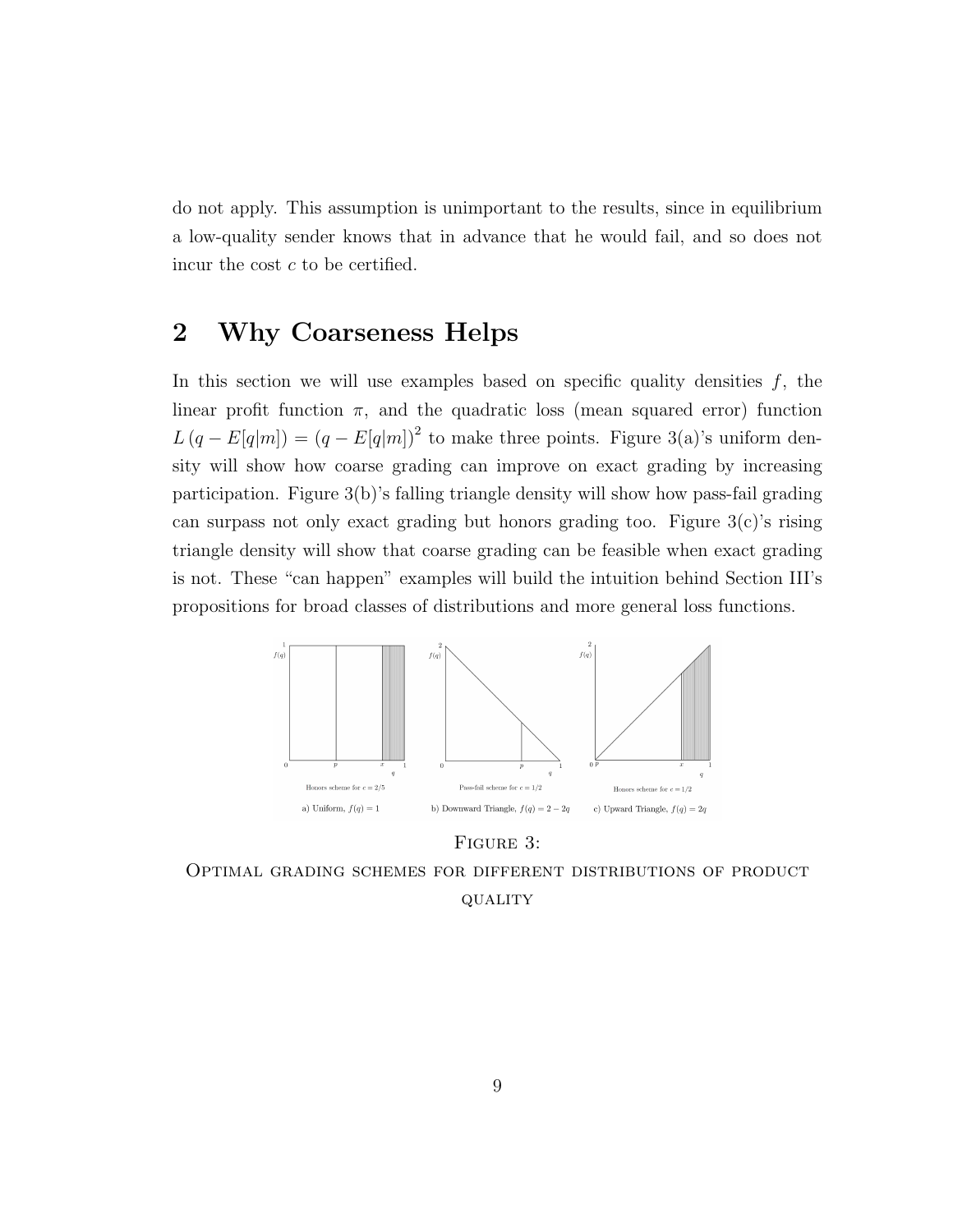do not apply. This assumption is unimportant to the results, since in equilibrium a low-quality sender knows that in advance that he would fail, and so does not incur the cost $c$ to be certified.

## 2 Why Coarseness Helps

In this section we will use examples based on specific quality densities $f$, the linear profit function $\pi$, and the quadratic loss (mean squared error) function $L(q - E[q|m]) = (q - E[q|m])^2$ to make three points. Figure 3(a)'s uniform density will show how coarse grading can improve on exact grading by increasing participation. Figure 3(b)'s falling triangle density will show how pass-fail grading can surpass not only exact grading but honors grading too. Figure 3(c)'s rising triangle density will show that coarse grading can be feasible when exact grading is not. These "can happen" examples will build the intuition behind Section III's propositions for broad classes of distributions and more general loss functions.

Honors scheme for $c = 2/5$ — a) Uniform, $f(q) = 1$

Pass-fail scheme for $c = 1/2$ — b) Downward Triangle, $f(q) = 2 - 2q$

Honors scheme for $c = 1/2$ — c) Upward Triangle, $f(q) = 2q$

Figure 3:
Optimal grading schemes for different distributions of product quality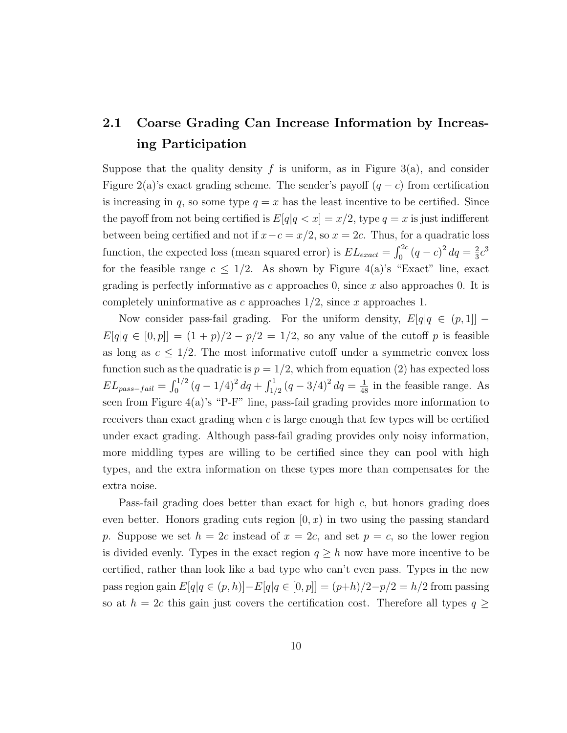## 2.1 Coarse Grading Can Increase Information by Increasing Participation

Suppose that the quality density $f$ is uniform, as in Figure 3(a), and consider Figure 2(a)'s exact grading scheme. The sender's payoff $(q - c)$ from certification is increasing in $q$, so some type $q = x$ has the least incentive to be certified. Since the payoff from not being certified is $E[q|q < x] = x/2$, type $q = x$ is just indifferent between being certified and not if $x - c = x/2$, so $x = 2c$. Thus, for a quadratic loss function, the expected loss (mean squared error) is $EL_{exact} = \int_0^{2c} (q - c)^2 \, dq = \frac{2}{3}c^3$ for the feasible range $c \leq 1/2$. As shown by Figure 4(a)'s "Exact" line, exact grading is perfectly informative as $c$ approaches 0, since $x$ also approaches 0. It is completely uninformative as $c$ approaches $1/2$, since $x$ approaches 1.

Now consider pass-fail grading. For the uniform density, $E[q|q \in (p, 1]] - E[q|q \in [0, p]] = (1 + p)/2 - p/2 = 1/2$, so any value of the cutoff $p$ is feasible as long as $c \leq 1/2$. The most informative cutoff under a symmetric convex loss function such as the quadratic is $p = 1/2$, which from equation (2) has expected loss $EL_{pass-fail} = \int_0^{1/2} (q - 1/4)^2 \, dq + \int_{1/2}^{1} (q - 3/4)^2 \, dq = \frac{1}{48}$ in the feasible range. As seen from Figure 4(a)'s "P-F" line, pass-fail grading provides more information to receivers than exact grading when $c$ is large enough that few types will be certified under exact grading. Although pass-fail grading provides only noisy information, more middling types are willing to be certified since they can pool with high types, and the extra information on these types more than compensates for the extra noise.

Pass-fail grading does better than exact for high $c$, but honors grading does even better. Honors grading cuts region $[0, x)$ in two using the passing standard $p$. Suppose we set $h = 2c$ instead of $x = 2c$, and set $p = c$, so the lower region is divided evenly. Types in the exact region $q \geq h$ now have more incentive to be certified, rather than look like a bad type who can't even pass. Types in the new pass region gain $E[q|q \in (p, h)] - E[q|q \in [0, p]] = (p + h)/2 - p/2 = h/2$ from passing so at $h = 2c$ this gain just covers the certification cost. Therefore all types $q \geq$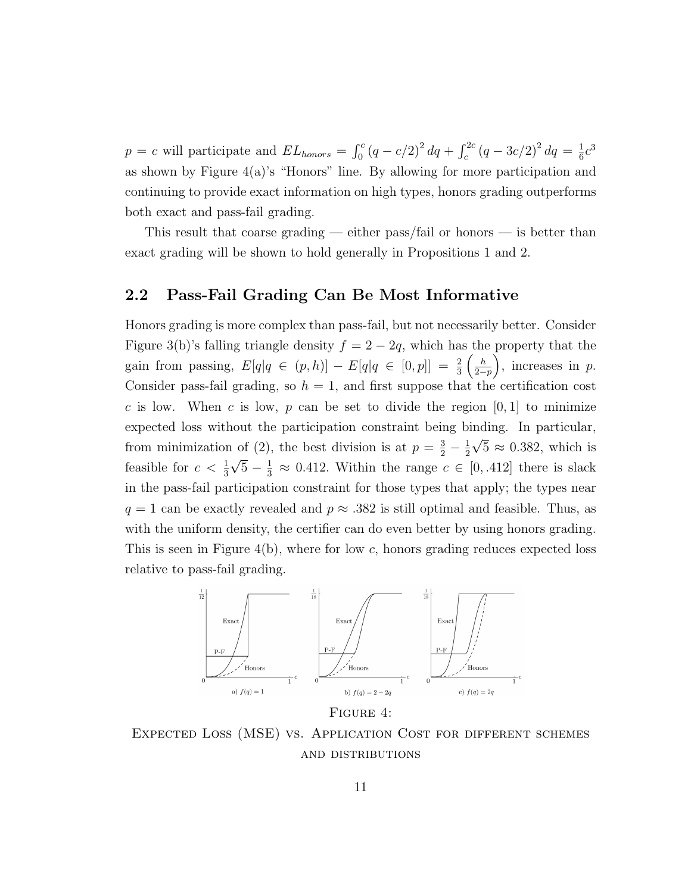$p = c$ will participate and $EL_{honors} = \int_0^c (q - c/2)^2\, dq + \int_c^{2c} (q - 3c/2)^2\, dq = \frac{1}{6}c^3$ as shown by Figure 4(a)'s "Honors" line. By allowing for more participation and continuing to provide exact information on high types, honors grading outperforms both exact and pass-fail grading.

This result that coarse grading — either pass/fail or honors — is better than exact grading will be shown to hold generally in Propositions 1 and 2.

## 2.2 Pass-Fail Grading Can Be Most Informative

Honors grading is more complex than pass-fail, but not necessarily better. Consider Figure 3(b)'s falling triangle density $f = 2 - 2q$, which has the property that the gain from passing, $E[q|q \in (p,h)] - E[q|q \in [0,p]] = \frac{2}{3}\left(\frac{h}{2-p}\right)$, increases in $p$. Consider pass-fail grading, so $h = 1$, and first suppose that the certification cost $c$ is low. When $c$ is low, $p$ can be set to divide the region $[0,1]$ to minimize expected loss without the participation constraint being binding. In particular, from minimization of (2), the best division is at $p = \frac{3}{2} - \frac{1}{2}\sqrt{5} \approx 0.382$, which is feasible for $c < \frac{1}{3}\sqrt{5} - \frac{1}{3} \approx 0.412$. Within the range $c \in [0, .412]$ there is slack in the pass-fail participation constraint for those types that apply; the types near $q = 1$ can be exactly revealed and $p \approx .382$ is still optimal and feasible. Thus, as with the uniform density, the certifier can do even better by using honors grading. This is seen in Figure 4(b), where for low $c$, honors grading reduces expected loss relative to pass-fail grading.

a) $f(q) = 1$ b) $f(q) = 2 - 2q$ c) $f(q) = 2q$

FIGURE 4:
EXPECTED LOSS (MSE) VS. APPLICATION COST FOR DIFFERENT SCHEMES AND DISTRIBUTIONS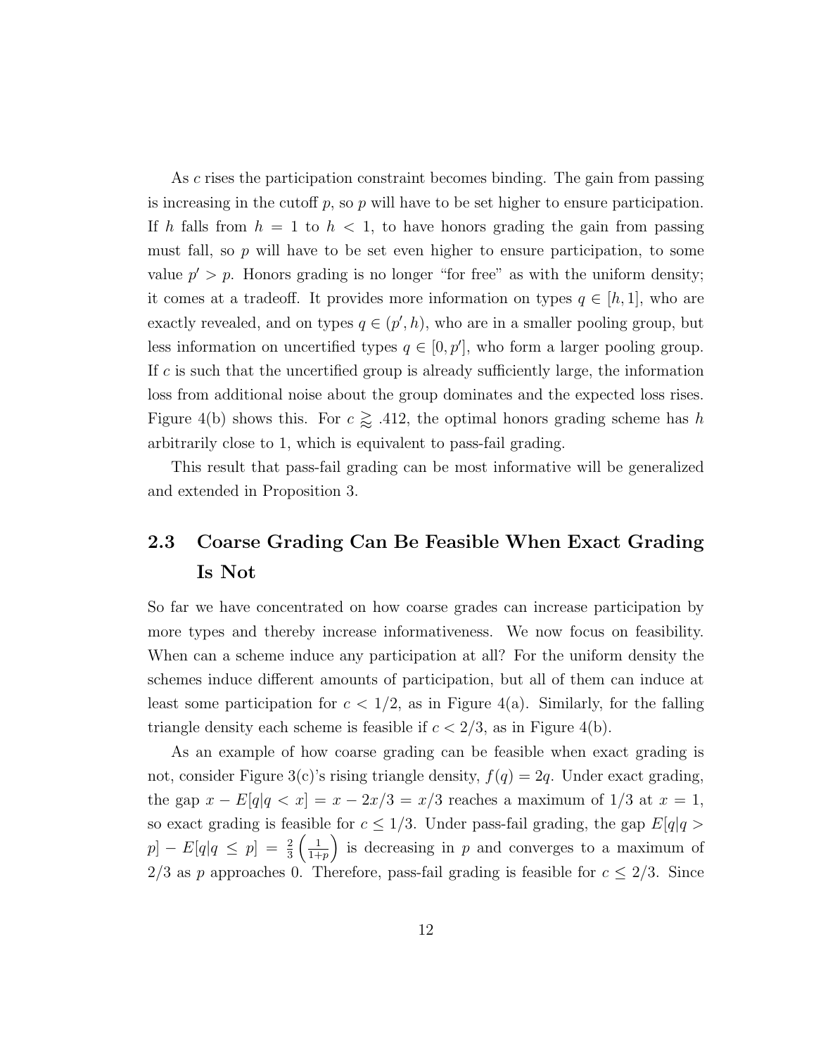As $c$ rises the participation constraint becomes binding. The gain from passing is increasing in the cutoff $p$, so $p$ will have to be set higher to ensure participation. If $h$ falls from $h = 1$ to $h < 1$, to have honors grading the gain from passing must fall, so $p$ will have to be set even higher to ensure participation, to some value $p' > p$. Honors grading is no longer "for free" as with the uniform density; it comes at a tradeoff. It provides more information on types $q \in [h, 1]$, who are exactly revealed, and on types $q \in (p', h)$, who are in a smaller pooling group, but less information on uncertified types $q \in [0, p']$, who form a larger pooling group. If $c$ is such that the uncertified group is already sufficiently large, the information loss from additional noise about the group dominates and the expected loss rises. Figure 4(b) shows this. For $c \gtrapprox .412$, the optimal honors grading scheme has $h$ arbitrarily close to 1, which is equivalent to pass-fail grading.

This result that pass-fail grading can be most informative will be generalized and extended in Proposition 3.

## 2.3 Coarse Grading Can Be Feasible When Exact Grading Is Not

So far we have concentrated on how coarse grades can increase participation by more types and thereby increase informativeness. We now focus on feasibility. When can a scheme induce any participation at all? For the uniform density the schemes induce different amounts of participation, but all of them can induce at least some participation for $c < 1/2$, as in Figure 4(a). Similarly, for the falling triangle density each scheme is feasible if $c < 2/3$, as in Figure 4(b).

As an example of how coarse grading can be feasible when exact grading is not, consider Figure 3(c)'s rising triangle density, $f(q) = 2q$. Under exact grading, the gap $x - E[q|q < x] = x - 2x/3 = x/3$ reaches a maximum of $1/3$ at $x = 1$, so exact grading is feasible for $c \leq 1/3$. Under pass-fail grading, the gap $E[q|q > p] - E[q|q \leq p] = \frac{2}{3}\left(\frac{1}{1+p}\right)$ is decreasing in $p$ and converges to a maximum of $2/3$ as $p$ approaches 0. Therefore, pass-fail grading is feasible for $c \leq 2/3$. Since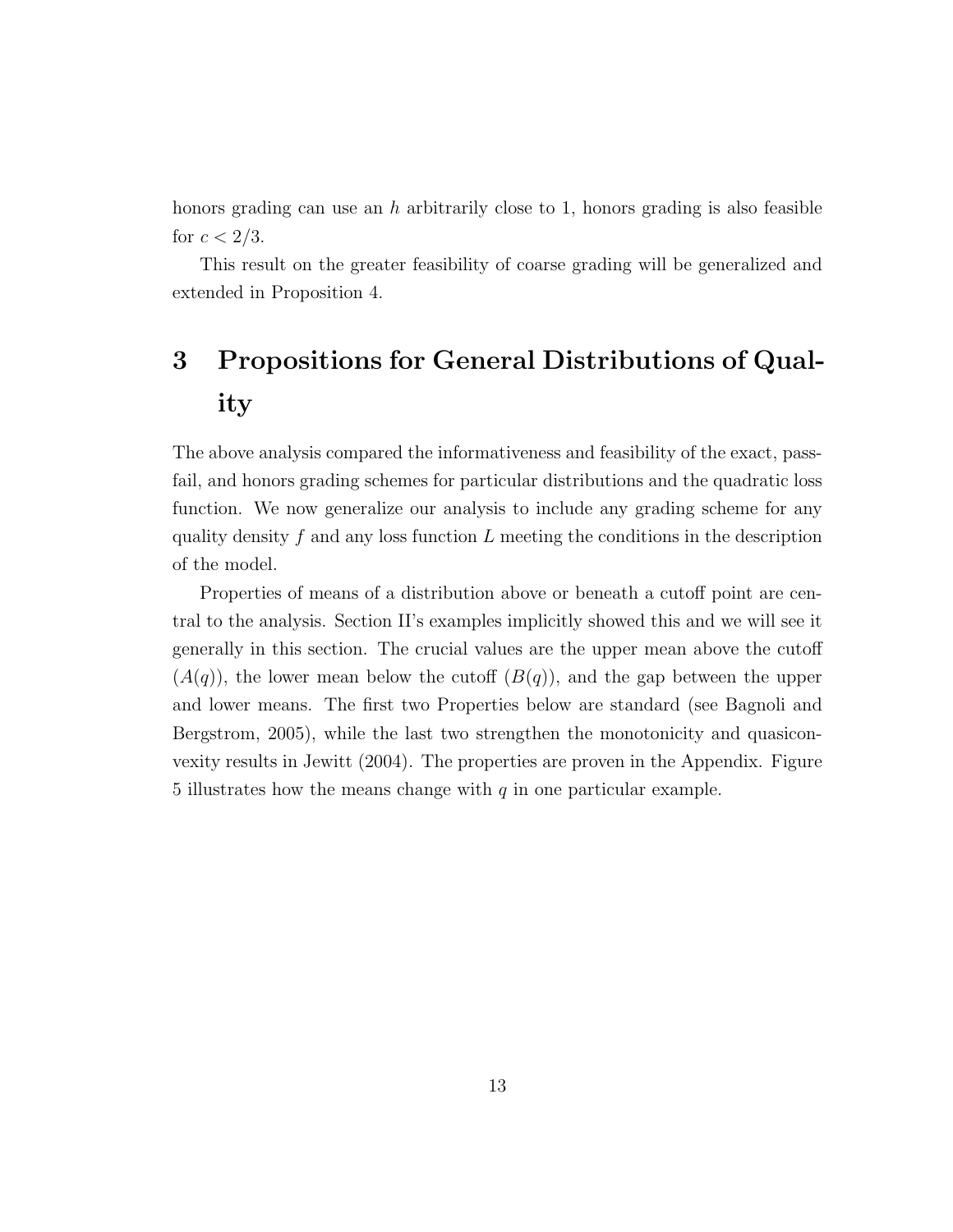honors grading can use an $h$ arbitrarily close to 1, honors grading is also feasible for $c < 2/3$.

This result on the greater feasibility of coarse grading will be generalized and extended in Proposition 4.

# 3 Propositions for General Distributions of Quality

The above analysis compared the informativeness and feasibility of the exact, pass-fail, and honors grading schemes for particular distributions and the quadratic loss function. We now generalize our analysis to include any grading scheme for any quality density $f$ and any loss function $L$ meeting the conditions in the description of the model.

Properties of means of a distribution above or beneath a cutoff point are central to the analysis. Section II's examples implicitly showed this and we will see it generally in this section. The crucial values are the upper mean above the cutoff ($A(q)$), the lower mean below the cutoff ($B(q)$), and the gap between the upper and lower means. The first two Properties below are standard (see Bagnoli and Bergstrom, 2005), while the last two strengthen the monotonicity and quasiconvexity results in Jewitt (2004). The properties are proven in the Appendix. Figure 5 illustrates how the means change with $q$ in one particular example.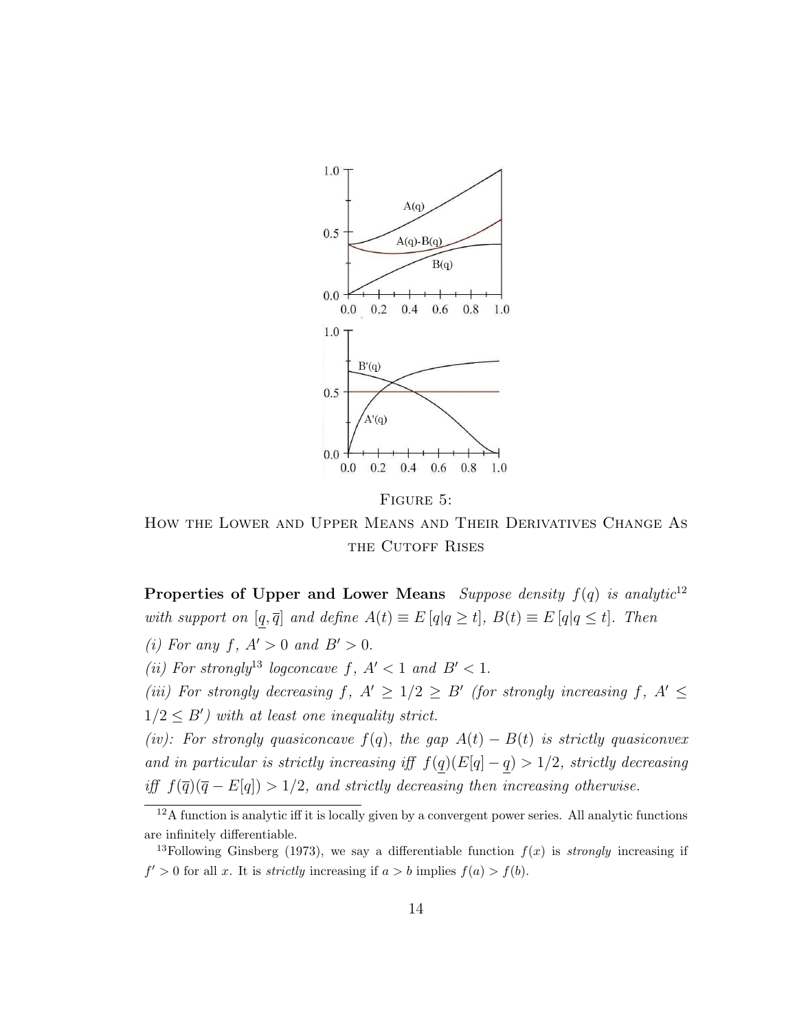FIGURE 5:
HOW THE LOWER AND UPPER MEANS AND THEIR DERIVATIVES CHANGE AS THE CUTOFF RISES

**Properties of Upper and Lower Means** *Suppose density $f(q)$ is analytic*[12] *with support on $[\underline{q}, \overline{q}]$ and define $A(t) \equiv E[q|q \geq t]$, $B(t) \equiv E[q|q \leq t]$. Then*

*(i) For any $f$, $A' > 0$ and $B' > 0$.*

*(ii) For strongly*[13] *logconcave $f$, $A' < 1$ and $B' < 1$.*

*(iii) For strongly decreasing $f$, $A' \geq 1/2 \geq B'$ (for strongly increasing $f$, $A' \leq 1/2 \leq B'$) with at least one inequality strict.*

*(iv): For strongly quasiconcave $f(q)$, the gap $A(t) - B(t)$ is strictly quasiconvex and in particular is strictly increasing iff $f(\underline{q})(E[q] - \underline{q}) > 1/2$, strictly decreasing iff $f(\overline{q})(\overline{q} - E[q]) > 1/2$, and strictly decreasing then increasing otherwise.*

---

[12] A function is analytic iff it is locally given by a convergent power series. All analytic functions are infinitely differentiable.

[13] Following Ginsberg (1973), we say a differentiable function $f(x)$ is *strongly* increasing if $f' > 0$ for all $x$. It is *strictly* increasing if $a > b$ implies $f(a) > f(b)$.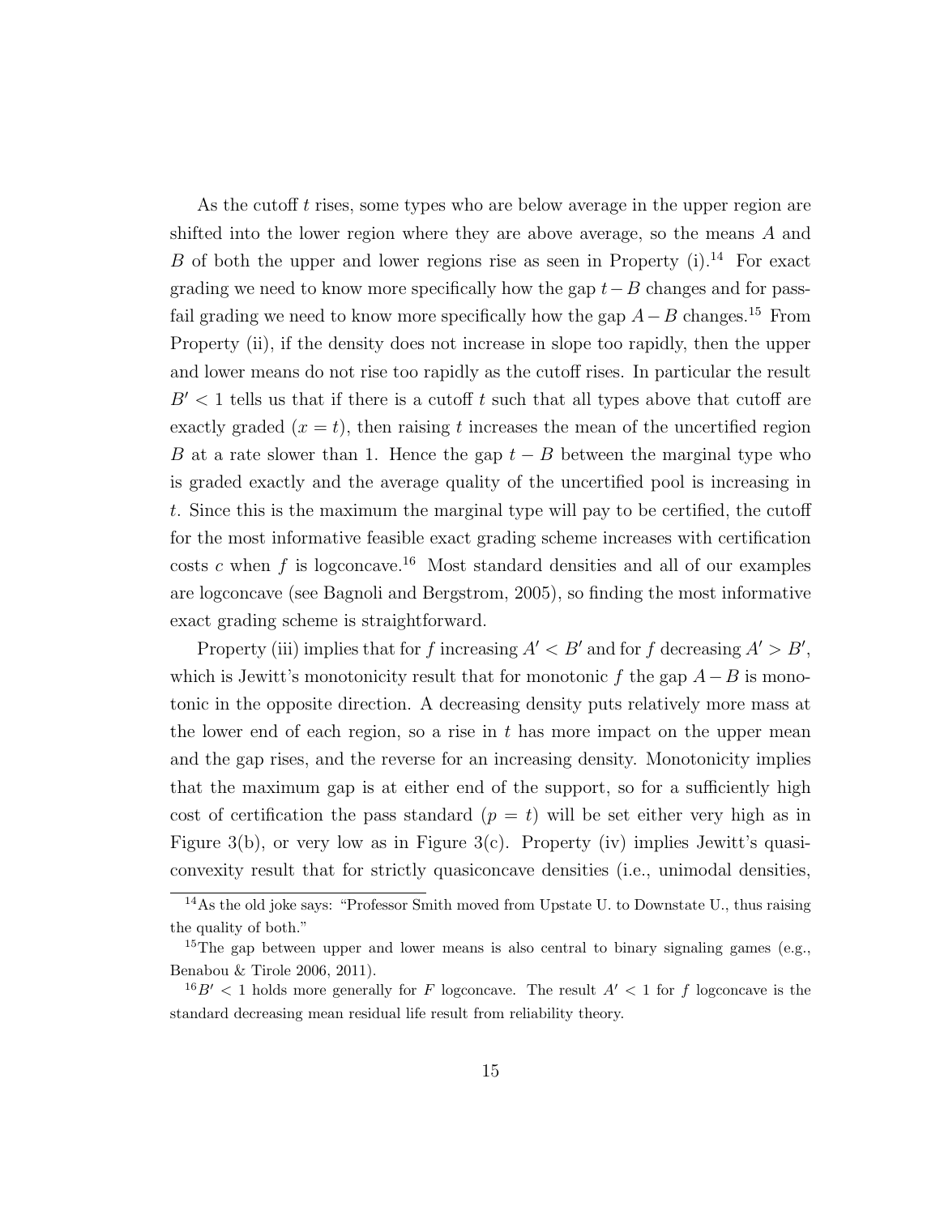As the cutoff $t$ rises, some types who are below average in the upper region are shifted into the lower region where they are above average, so the means $A$ and $B$ of both the upper and lower regions rise as seen in Property (i).[14] For exact grading we need to know more specifically how the gap $t-B$ changes and for pass-fail grading we need to know more specifically how the gap $A-B$ changes.[15] From Property (ii), if the density does not increase in slope too rapidly, then the upper and lower means do not rise too rapidly as the cutoff rises. In particular the result $B' < 1$ tells us that if there is a cutoff $t$ such that all types above that cutoff are exactly graded ($x = t$), then raising $t$ increases the mean of the uncertified region $B$ at a rate slower than 1. Hence the gap $t - B$ between the marginal type who is graded exactly and the average quality of the uncertified pool is increasing in $t$. Since this is the maximum the marginal type will pay to be certified, the cutoff for the most informative feasible exact grading scheme increases with certification costs $c$ when $f$ is logconcave.[16] Most standard densities and all of our examples are logconcave (see Bagnoli and Bergstrom, 2005), so finding the most informative exact grading scheme is straightforward.

Property (iii) implies that for $f$ increasing $A' < B'$ and for $f$ decreasing $A' > B'$, which is Jewitt's monotonicity result that for monotonic $f$ the gap $A-B$ is monotonic in the opposite direction. A decreasing density puts relatively more mass at the lower end of each region, so a rise in $t$ has more impact on the upper mean and the gap rises, and the reverse for an increasing density. Monotonicity implies that the maximum gap is at either end of the support, so for a sufficiently high cost of certification the pass standard ($p = t$) will be set either very high as in Figure 3(b), or very low as in Figure 3(c). Property (iv) implies Jewitt's quasiconvexity result that for strictly quasiconcave densities (i.e., unimodal densities,

[14] As the old joke says: "Professor Smith moved from Upstate U. to Downstate U., thus raising the quality of both."

[15] The gap between upper and lower means is also central to binary signaling games (e.g., Benabou & Tirole 2006, 2011).

[16] $B' < 1$ holds more generally for $F$ logconcave. The result $A' < 1$ for $f$ logconcave is the standard decreasing mean residual life result from reliability theory.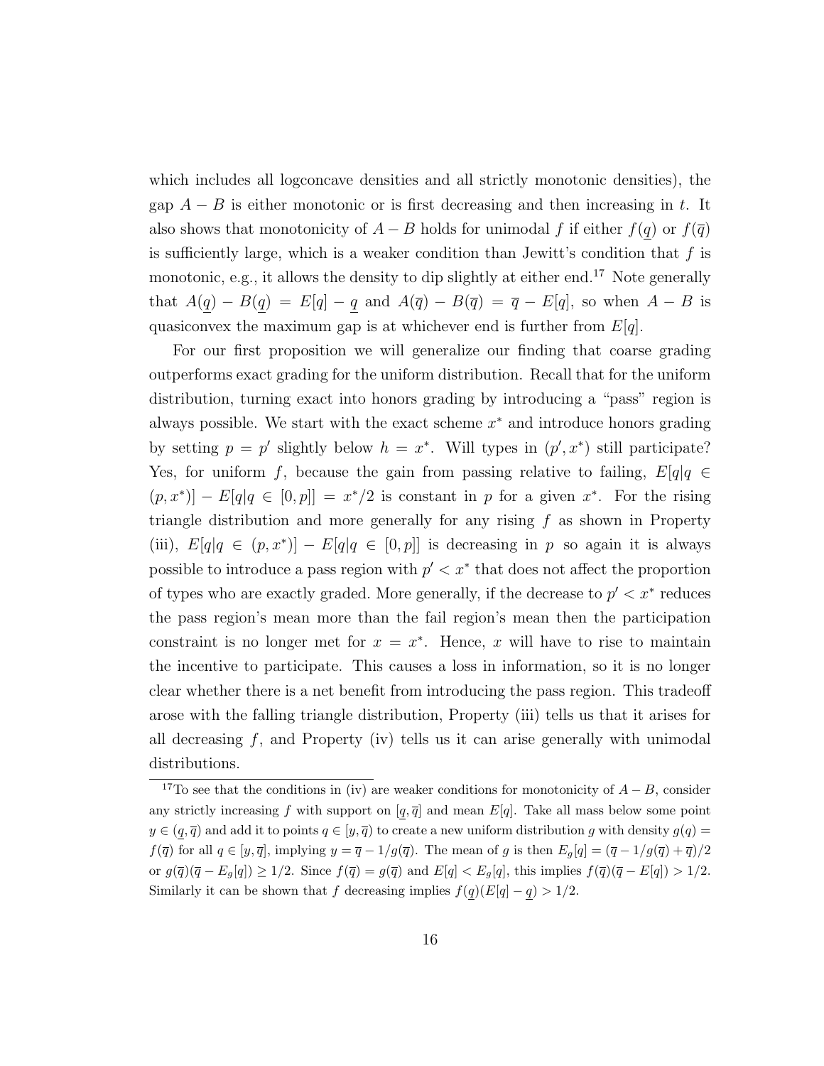which includes all logconcave densities and all strictly monotonic densities), the gap $A - B$ is either monotonic or is first decreasing and then increasing in $t$. It also shows that monotonicity of $A - B$ holds for unimodal $f$ if either $f(\underline{q})$ or $f(\overline{q})$ is sufficiently large, which is a weaker condition than Jewitt's condition that $f$ is monotonic, e.g., it allows the density to dip slightly at either end.[17] Note generally that $A(\underline{q}) - B(\underline{q}) = E[q] - \underline{q}$ and $A(\overline{q}) - B(\overline{q}) = \overline{q} - E[q]$, so when $A - B$ is quasiconvex the maximum gap is at whichever end is further from $E[q]$.

For our first proposition we will generalize our finding that coarse grading outperforms exact grading for the uniform distribution. Recall that for the uniform distribution, turning exact into honors grading by introducing a "pass" region is always possible. We start with the exact scheme $x^*$ and introduce honors grading by setting $p = p'$ slightly below $h = x^*$. Will types in $(p', x^*)$ still participate? Yes, for uniform $f$, because the gain from passing relative to failing, $E[q|q \in (p, x^*)] - E[q|q \in [0, p]] = x^*/2$ is constant in $p$ for a given $x^*$. For the rising triangle distribution and more generally for any rising $f$ as shown in Property (iii), $E[q|q \in (p, x^*)] - E[q|q \in [0, p]]$ is decreasing in $p$ so again it is always possible to introduce a pass region with $p' < x^*$ that does not affect the proportion of types who are exactly graded. More generally, if the decrease to $p' < x^*$ reduces the pass region's mean more than the fail region's mean then the participation constraint is no longer met for $x = x^*$. Hence, $x$ will have to rise to maintain the incentive to participate. This causes a loss in information, so it is no longer clear whether there is a net benefit from introducing the pass region. This tradeoff arose with the falling triangle distribution, Property (iii) tells us that it arises for all decreasing $f$, and Property (iv) tells us it can arise generally with unimodal distributions.

[17] To see that the conditions in (iv) are weaker conditions for monotonicity of $A - B$, consider any strictly increasing $f$ with support on $[\underline{q}, \overline{q}]$ and mean $E[q]$. Take all mass below some point $y \in (\underline{q}, \overline{q})$ and add it to points $q \in [y, \overline{q})$ to create a new uniform distribution $g$ with density $g(q) = f(\overline{q})$ for all $q \in [y, \overline{q}]$, implying $y = \overline{q} - 1/g(\overline{q})$. The mean of $g$ is then $E_g[q] = (\overline{q} - 1/g(\overline{q}) + \overline{q})/2$ or $g(\overline{q})(\overline{q} - E_g[q]) \geq 1/2$. Since $f(\overline{q}) = g(\overline{q})$ and $E[q] < E_g[q]$, this implies $f(\overline{q})(\overline{q} - E[q]) > 1/2$. Similarly it can be shown that $f$ decreasing implies $f(\underline{q})(E[q] - \underline{q}) > 1/2$.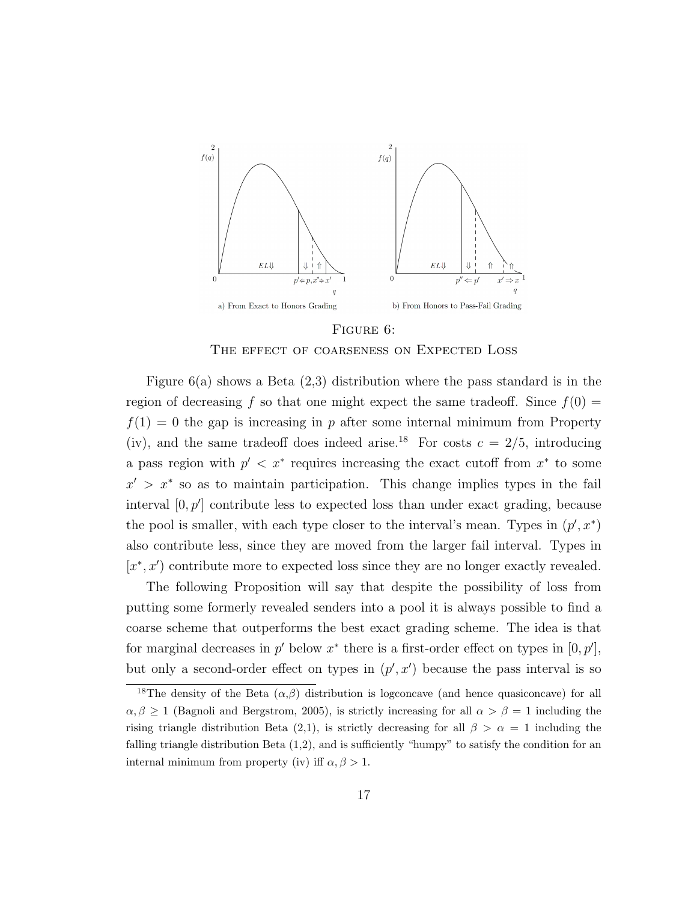a) From Exact to Honors Grading

b) From Honors to Pass-Fail Grading

FIGURE 6:
THE EFFECT OF COARSENESS ON EXPECTED LOSS

Figure 6(a) shows a Beta (2,3) distribution where the pass standard is in the region of decreasing $f$ so that one might expect the same tradeoff. Since $f(0) = f(1) = 0$ the gap is increasing in $p$ after some internal minimum from Property (iv), and the same tradeoff does indeed arise.[18] For costs $c = 2/5$, introducing a pass region with $p' < x^*$ requires increasing the exact cutoff from $x^*$ to some $x' > x^*$ so as to maintain participation. This change implies types in the fail interval $[0, p']$ contribute less to expected loss than under exact grading, because the pool is smaller, with each type closer to the interval's mean. Types in $(p', x^*)$ also contribute less, since they are moved from the larger fail interval. Types in $[x^*, x')$ contribute more to expected loss since they are no longer exactly revealed.

The following Proposition will say that despite the possibility of loss from putting some formerly revealed senders into a pool it is always possible to find a coarse scheme that outperforms the best exact grading scheme. The idea is that for marginal decreases in $p'$ below $x^*$ there is a first-order effect on types in $[0, p']$, but only a second-order effect on types in $(p', x')$ because the pass interval is so

[18] The density of the Beta $(\alpha,\beta)$ distribution is logconcave (and hence quasiconcave) for all $\alpha, \beta \geq 1$ (Bagnoli and Bergstrom, 2005), is strictly increasing for all $\alpha > \beta = 1$ including the rising triangle distribution Beta (2,1), is strictly decreasing for all $\beta > \alpha = 1$ including the falling triangle distribution Beta (1,2), and is sufficiently "humpy" to satisfy the condition for an internal minimum from property (iv) iff $\alpha, \beta > 1$.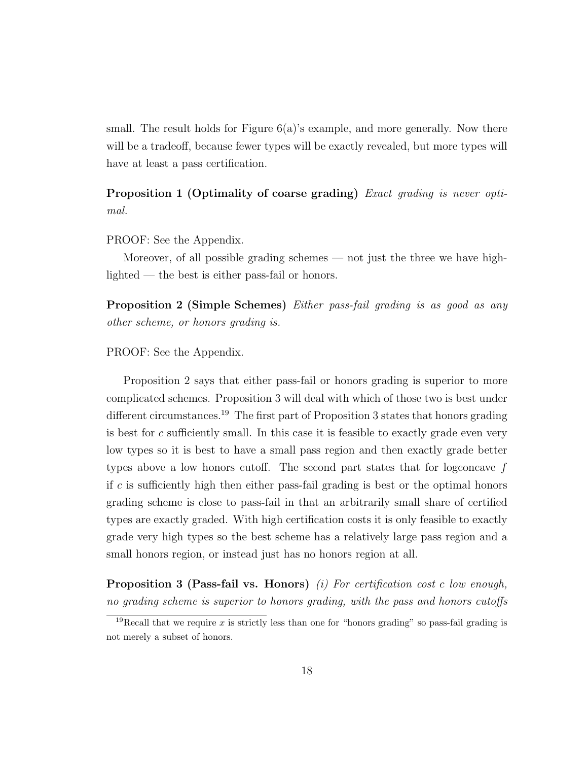small. The result holds for Figure 6(a)'s example, and more generally. Now there will be a tradeoff, because fewer types will be exactly revealed, but more types will have at least a pass certification.

**Proposition 1 (Optimality of coarse grading)** *Exact grading is never optimal.*

PROOF: See the Appendix.

Moreover, of all possible grading schemes — not just the three we have highlighted — the best is either pass-fail or honors.

**Proposition 2 (Simple Schemes)** *Either pass-fail grading is as good as any other scheme, or honors grading is.*

PROOF: See the Appendix.

Proposition 2 says that either pass-fail or honors grading is superior to more complicated schemes. Proposition 3 will deal with which of those two is best under different circumstances.[19] The first part of Proposition 3 states that honors grading is best for $c$ sufficiently small. In this case it is feasible to exactly grade even very low types so it is best to have a small pass region and then exactly grade better types above a low honors cutoff. The second part states that for logconcave $f$ if $c$ is sufficiently high then either pass-fail grading is best or the optimal honors grading scheme is close to pass-fail in that an arbitrarily small share of certified types are exactly graded. With high certification costs it is only feasible to exactly grade very high types so the best scheme has a relatively large pass region and a small honors region, or instead just has no honors region at all.

**Proposition 3 (Pass-fail vs. Honors)** *(i) For certification cost $c$ low enough, no grading scheme is superior to honors grading, with the pass and honors cutoffs*

[19] Recall that we require $x$ is strictly less than one for "honors grading" so pass-fail grading is not merely a subset of honors.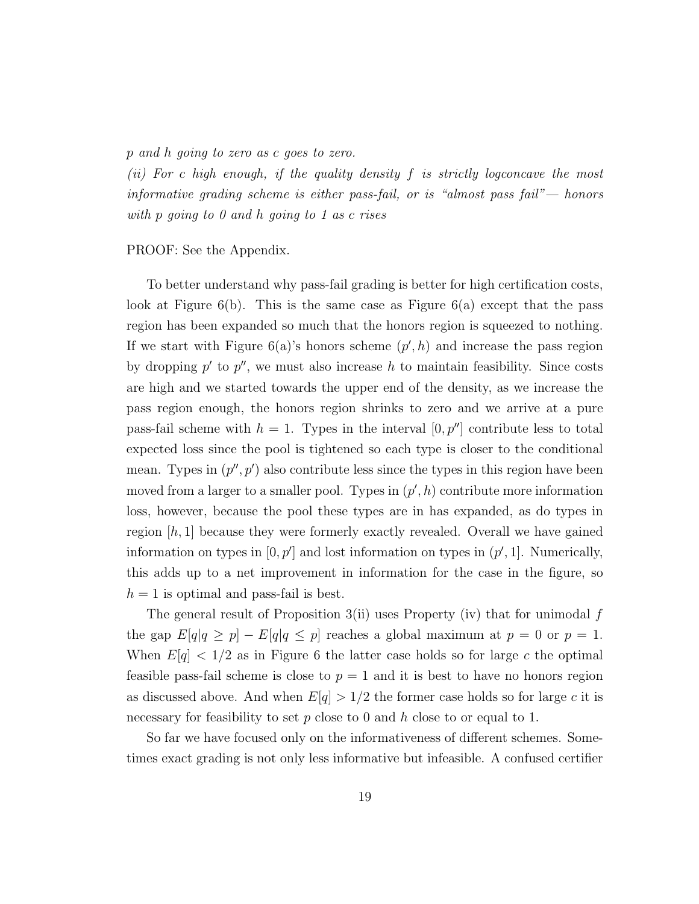*p and h going to zero as c goes to zero.*

*(ii) For c high enough, if the quality density f is strictly logconcave the most informative grading scheme is either pass-fail, or is "almost pass fail"— honors with p going to 0 and h going to 1 as c rises*

PROOF: See the Appendix.

To better understand why pass-fail grading is better for high certification costs, look at Figure 6(b). This is the same case as Figure 6(a) except that the pass region has been expanded so much that the honors region is squeezed to nothing. If we start with Figure 6(a)'s honors scheme $(p', h)$ and increase the pass region by dropping $p'$ to $p''$, we must also increase $h$ to maintain feasibility. Since costs are high and we started towards the upper end of the density, as we increase the pass region enough, the honors region shrinks to zero and we arrive at a pure pass-fail scheme with $h = 1$. Types in the interval $[0, p'']$ contribute less to total expected loss since the pool is tightened so each type is closer to the conditional mean. Types in $(p'', p')$ also contribute less since the types in this region have been moved from a larger to a smaller pool. Types in $(p', h)$ contribute more information loss, however, because the pool these types are in has expanded, as do types in region $[h, 1]$ because they were formerly exactly revealed. Overall we have gained information on types in $[0, p']$ and lost information on types in $(p', 1]$. Numerically, this adds up to a net improvement in information for the case in the figure, so $h = 1$ is optimal and pass-fail is best.

The general result of Proposition 3(ii) uses Property (iv) that for unimodal $f$ the gap $E[q|q \geq p] - E[q|q \leq p]$ reaches a global maximum at $p = 0$ or $p = 1$. When $E[q] < 1/2$ as in Figure 6 the latter case holds so for large $c$ the optimal feasible pass-fail scheme is close to $p = 1$ and it is best to have no honors region as discussed above. And when $E[q] > 1/2$ the former case holds so for large $c$ it is necessary for feasibility to set $p$ close to 0 and $h$ close to or equal to 1.

So far we have focused only on the informativeness of different schemes. Sometimes exact grading is not only less informative but infeasible. A confused certifier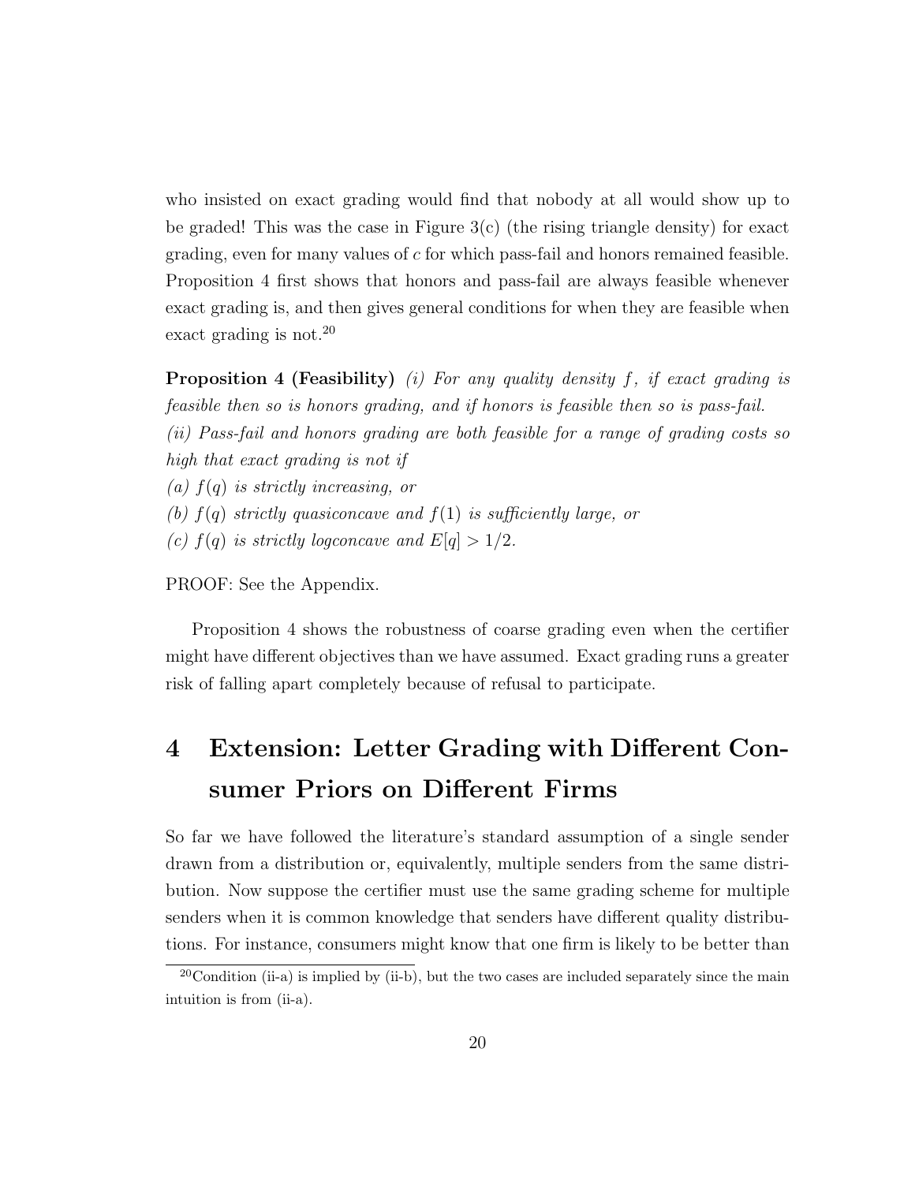who insisted on exact grading would find that nobody at all would show up to be graded! This was the case in Figure 3(c) (the rising triangle density) for exact grading, even for many values of $c$ for which pass-fail and honors remained feasible. Proposition 4 first shows that honors and pass-fail are always feasible whenever exact grading is, and then gives general conditions for when they are feasible when exact grading is not.[20]

**Proposition 4 (Feasibility)** *(i) For any quality density $f$, if exact grading is feasible then so is honors grading, and if honors is feasible then so is pass-fail.*
*(ii) Pass-fail and honors grading are both feasible for a range of grading costs so high that exact grading is not if*
*(a) $f(q)$ is strictly increasing, or*
*(b) $f(q)$ strictly quasiconcave and $f(1)$ is sufficiently large, or*
*(c) $f(q)$ is strictly logconcave and $E[q] > 1/2$.*

PROOF: See the Appendix.

Proposition 4 shows the robustness of coarse grading even when the certifier might have different objectives than we have assumed. Exact grading runs a greater risk of falling apart completely because of refusal to participate.

# 4 Extension: Letter Grading with Different Consumer Priors on Different Firms

So far we have followed the literature's standard assumption of a single sender drawn from a distribution or, equivalently, multiple senders from the same distribution. Now suppose the certifier must use the same grading scheme for multiple senders when it is common knowledge that senders have different quality distributions. For instance, consumers might know that one firm is likely to be better than

[20] Condition (ii-a) is implied by (ii-b), but the two cases are included separately since the main intuition is from (ii-a).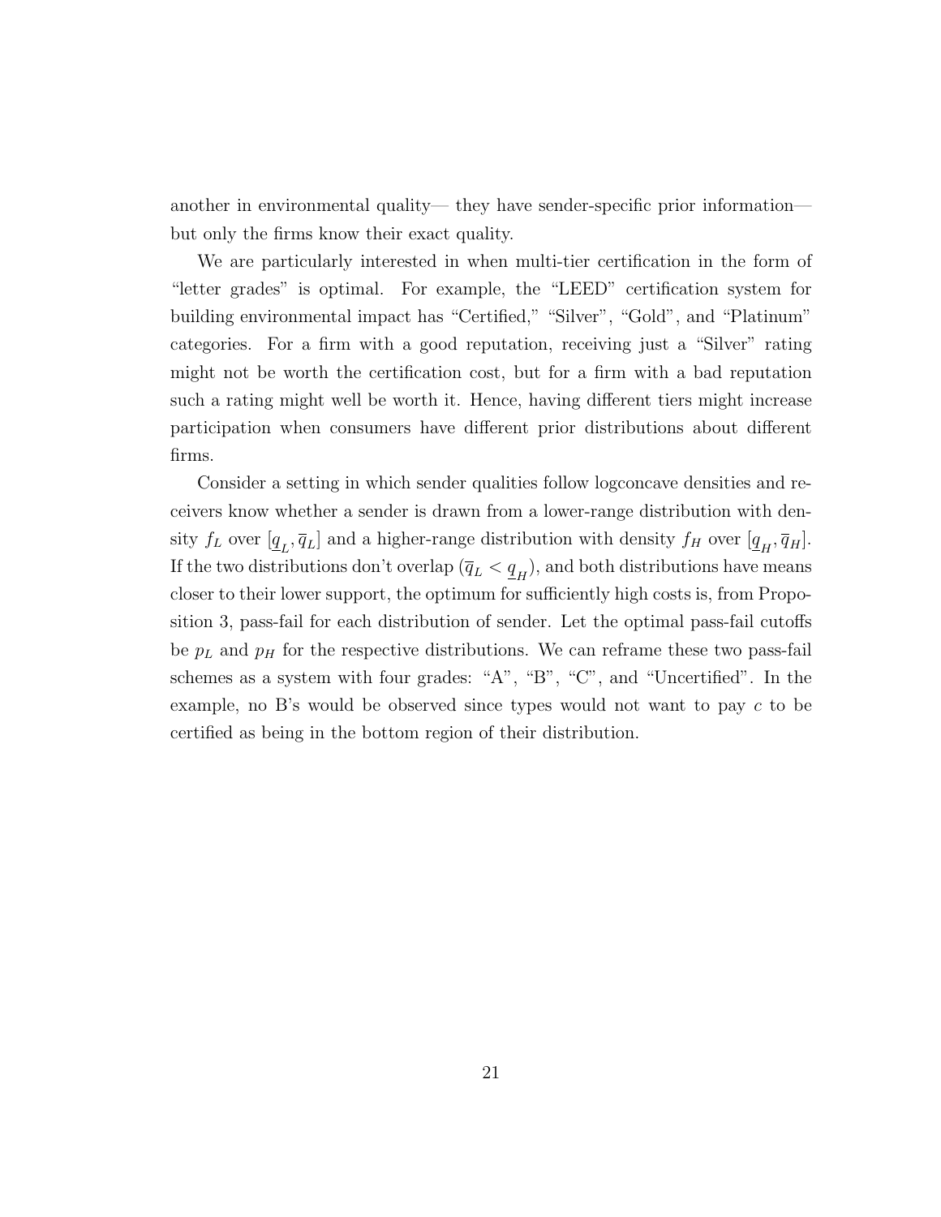another in environmental quality— they have sender-specific prior information— but only the firms know their exact quality.

We are particularly interested in when multi-tier certification in the form of "letter grades" is optimal. For example, the "LEED" certification system for building environmental impact has "Certified," "Silver", "Gold", and "Platinum" categories. For a firm with a good reputation, receiving just a "Silver" rating might not be worth the certification cost, but for a firm with a bad reputation such a rating might well be worth it. Hence, having different tiers might increase participation when consumers have different prior distributions about different firms.

Consider a setting in which sender qualities follow logconcave densities and receivers know whether a sender is drawn from a lower-range distribution with density $f_L$ over $[\underline{q}_L, \overline{q}_L]$ and a higher-range distribution with density $f_H$ over $[\underline{q}_H, \overline{q}_H]$. If the two distributions don't overlap ($\overline{q}_L < \underline{q}_H$), and both distributions have means closer to their lower support, the optimum for sufficiently high costs is, from Proposition 3, pass-fail for each distribution of sender. Let the optimal pass-fail cutoffs be $p_L$ and $p_H$ for the respective distributions. We can reframe these two pass-fail schemes as a system with four grades: "A", "B", "C", and "Uncertified". In the example, no B's would be observed since types would not want to pay $c$ to be certified as being in the bottom region of their distribution.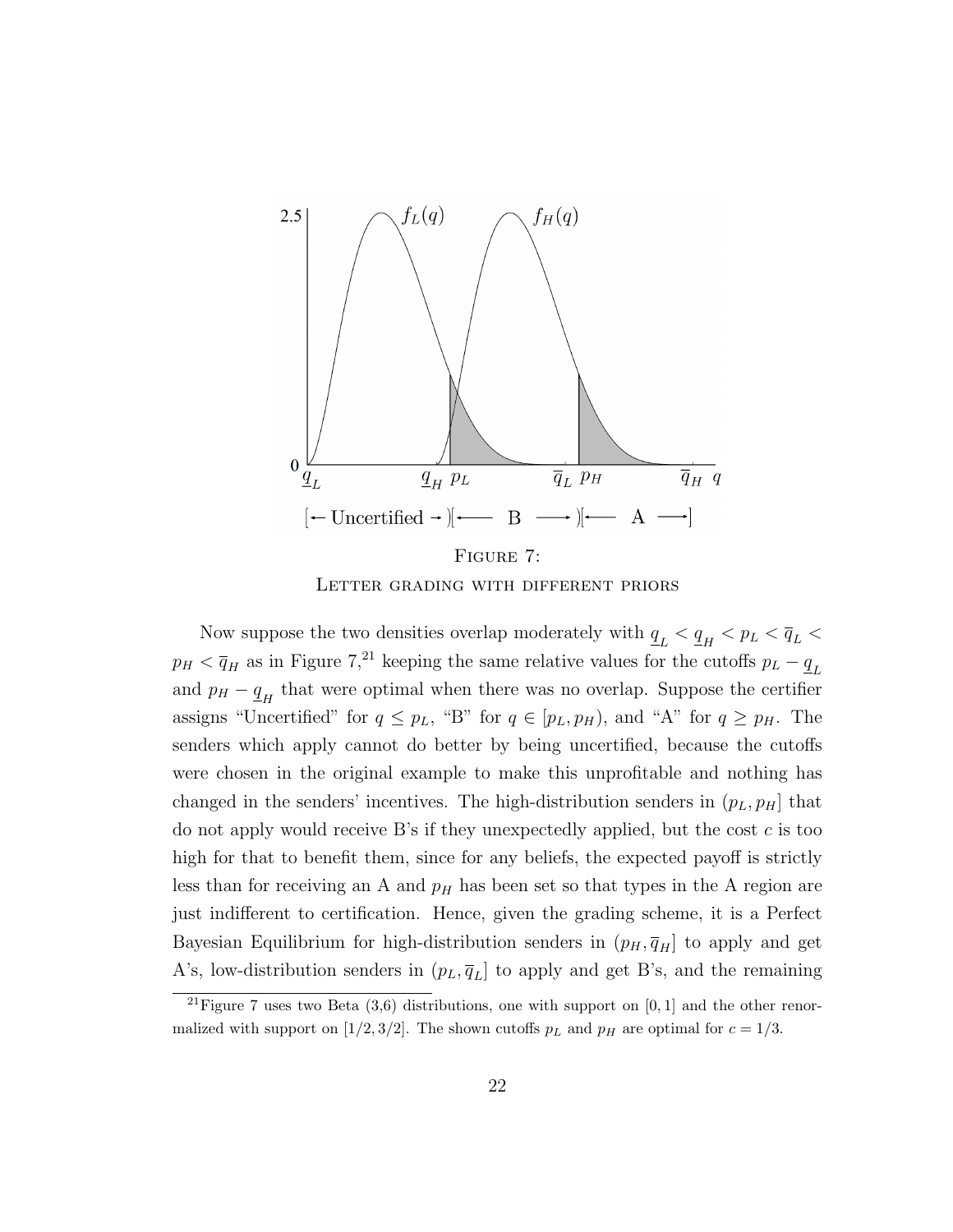FIGURE 7:
LETTER GRADING WITH DIFFERENT PRIORS

Now suppose the two densities overlap moderately with $\underline{q}_L < \underline{q}_H < p_L < \overline{q}_L < p_H < \overline{q}_H$ as in Figure 7,[21] keeping the same relative values for the cutoffs $p_L - \underline{q}_L$ and $p_H - \underline{q}_H$ that were optimal when there was no overlap. Suppose the certifier assigns "Uncertified" for $q \leq p_L$, "B" for $q \in [p_L, p_H)$, and "A" for $q \geq p_H$. The senders which apply cannot do better by being uncertified, because the cutoffs were chosen in the original example to make this unprofitable and nothing has changed in the senders' incentives. The high-distribution senders in $(p_L, p_H]$ that do not apply would receive B's if they unexpectedly applied, but the cost $c$ is too high for that to benefit them, since for any beliefs, the expected payoff is strictly less than for receiving an A and $p_H$ has been set so that types in the A region are just indifferent to certification. Hence, given the grading scheme, it is a Perfect Bayesian Equilibrium for high-distribution senders in $(p_H, \overline{q}_H]$ to apply and get A's, low-distribution senders in $(p_L, \overline{q}_L]$ to apply and get B's, and the remaining

[21] Figure 7 uses two Beta (3,6) distributions, one with support on $[0, 1]$ and the other renormalized with support on $[1/2, 3/2]$. The shown cutoffs $p_L$ and $p_H$ are optimal for $c = 1/3$.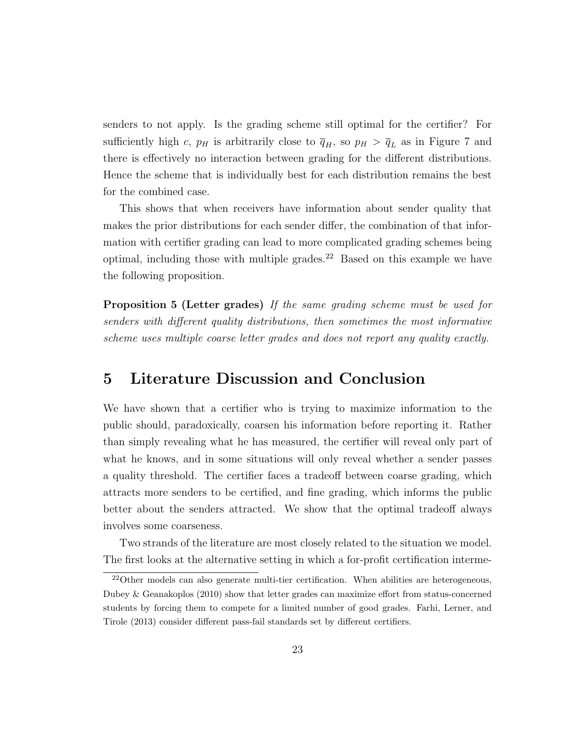senders to not apply. Is the grading scheme still optimal for the certifier? For sufficiently high $c$, $p_H$ is arbitrarily close to $\overline{q}_H$, so $p_H > \overline{q}_L$ as in Figure 7 and there is effectively no interaction between grading for the different distributions. Hence the scheme that is individually best for each distribution remains the best for the combined case.

This shows that when receivers have information about sender quality that makes the prior distributions for each sender differ, the combination of that information with certifier grading can lead to more complicated grading schemes being optimal, including those with multiple grades.[22] Based on this example we have the following proposition.

**Proposition 5 (Letter grades)** *If the same grading scheme must be used for senders with different quality distributions, then sometimes the most informative scheme uses multiple coarse letter grades and does not report any quality exactly.*

## 5 Literature Discussion and Conclusion

We have shown that a certifier who is trying to maximize information to the public should, paradoxically, coarsen his information before reporting it. Rather than simply revealing what he has measured, the certifier will reveal only part of what he knows, and in some situations will only reveal whether a sender passes a quality threshold. The certifier faces a tradeoff between coarse grading, which attracts more senders to be certified, and fine grading, which informs the public better about the senders attracted. We show that the optimal tradeoff always involves some coarseness.

Two strands of the literature are most closely related to the situation we model. The first looks at the alternative setting in which a for-profit certification interme-

[22]Other models can also generate multi-tier certification. When abilities are heterogeneous, Dubey & Geanakoplos (2010) show that letter grades can maximize effort from status-concerned students by forcing them to compete for a limited number of good grades. Farhi, Lerner, and Tirole (2013) consider different pass-fail standards set by different certifiers.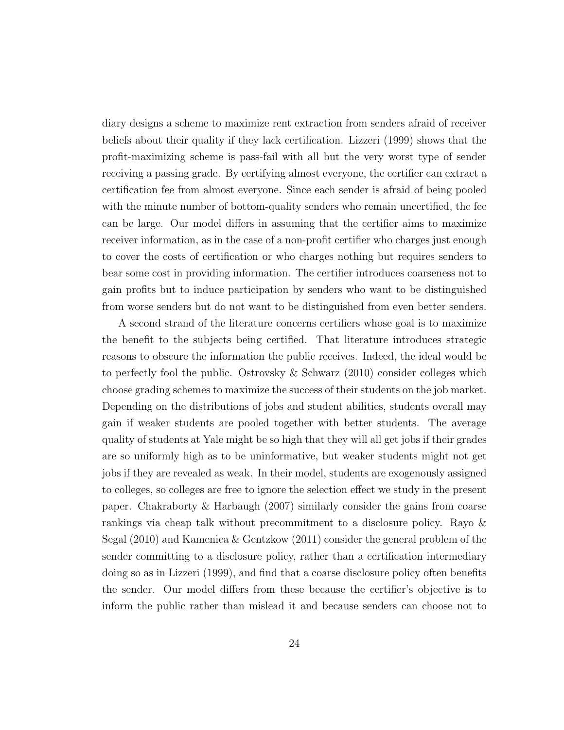diary designs a scheme to maximize rent extraction from senders afraid of receiver beliefs about their quality if they lack certification. Lizzeri (1999) shows that the profit-maximizing scheme is pass-fail with all but the very worst type of sender receiving a passing grade. By certifying almost everyone, the certifier can extract a certification fee from almost everyone. Since each sender is afraid of being pooled with the minute number of bottom-quality senders who remain uncertified, the fee can be large. Our model differs in assuming that the certifier aims to maximize receiver information, as in the case of a non-profit certifier who charges just enough to cover the costs of certification or who charges nothing but requires senders to bear some cost in providing information. The certifier introduces coarseness not to gain profits but to induce participation by senders who want to be distinguished from worse senders but do not want to be distinguished from even better senders.

A second strand of the literature concerns certifiers whose goal is to maximize the benefit to the subjects being certified. That literature introduces strategic reasons to obscure the information the public receives. Indeed, the ideal would be to perfectly fool the public. Ostrovsky & Schwarz (2010) consider colleges which choose grading schemes to maximize the success of their students on the job market. Depending on the distributions of jobs and student abilities, students overall may gain if weaker students are pooled together with better students. The average quality of students at Yale might be so high that they will all get jobs if their grades are so uniformly high as to be uninformative, but weaker students might not get jobs if they are revealed as weak. In their model, students are exogenously assigned to colleges, so colleges are free to ignore the selection effect we study in the present paper. Chakraborty & Harbaugh (2007) similarly consider the gains from coarse rankings via cheap talk without precommitment to a disclosure policy. Rayo & Segal (2010) and Kamenica & Gentzkow (2011) consider the general problem of the sender committing to a disclosure policy, rather than a certification intermediary doing so as in Lizzeri (1999), and find that a coarse disclosure policy often benefits the sender. Our model differs from these because the certifier's objective is to inform the public rather than mislead it and because senders can choose not to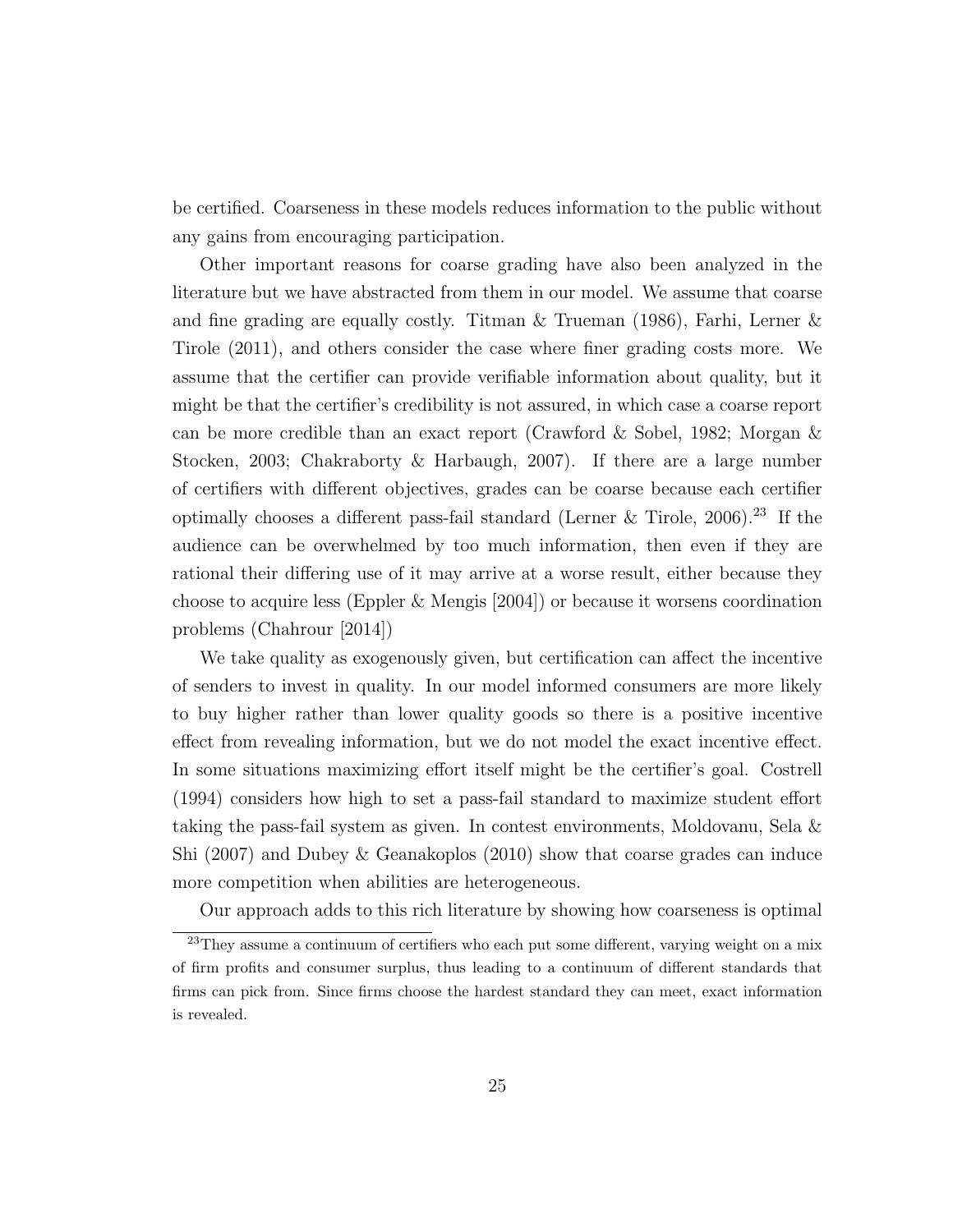be certified. Coarseness in these models reduces information to the public without any gains from encouraging participation.

Other important reasons for coarse grading have also been analyzed in the literature but we have abstracted from them in our model. We assume that coarse and fine grading are equally costly. Titman & Trueman (1986), Farhi, Lerner & Tirole (2011), and others consider the case where finer grading costs more. We assume that the certifier can provide verifiable information about quality, but it might be that the certifier's credibility is not assured, in which case a coarse report can be more credible than an exact report (Crawford & Sobel, 1982; Morgan & Stocken, 2003; Chakraborty & Harbaugh, 2007). If there are a large number of certifiers with different objectives, grades can be coarse because each certifier optimally chooses a different pass-fail standard (Lerner & Tirole, 2006).[23] If the audience can be overwhelmed by too much information, then even if they are rational their differing use of it may arrive at a worse result, either because they choose to acquire less (Eppler & Mengis [2004]) or because it worsens coordination problems (Chahrour [2014])

We take quality as exogenously given, but certification can affect the incentive of senders to invest in quality. In our model informed consumers are more likely to buy higher rather than lower quality goods so there is a positive incentive effect from revealing information, but we do not model the exact incentive effect. In some situations maximizing effort itself might be the certifier's goal. Costrell (1994) considers how high to set a pass-fail standard to maximize student effort taking the pass-fail system as given. In contest environments, Moldovanu, Sela & Shi (2007) and Dubey & Geanakoplos (2010) show that coarse grades can induce more competition when abilities are heterogeneous.

Our approach adds to this rich literature by showing how coarseness is optimal

[23] They assume a continuum of certifiers who each put some different, varying weight on a mix of firm profits and consumer surplus, thus leading to a continuum of different standards that firms can pick from. Since firms choose the hardest standard they can meet, exact information is revealed.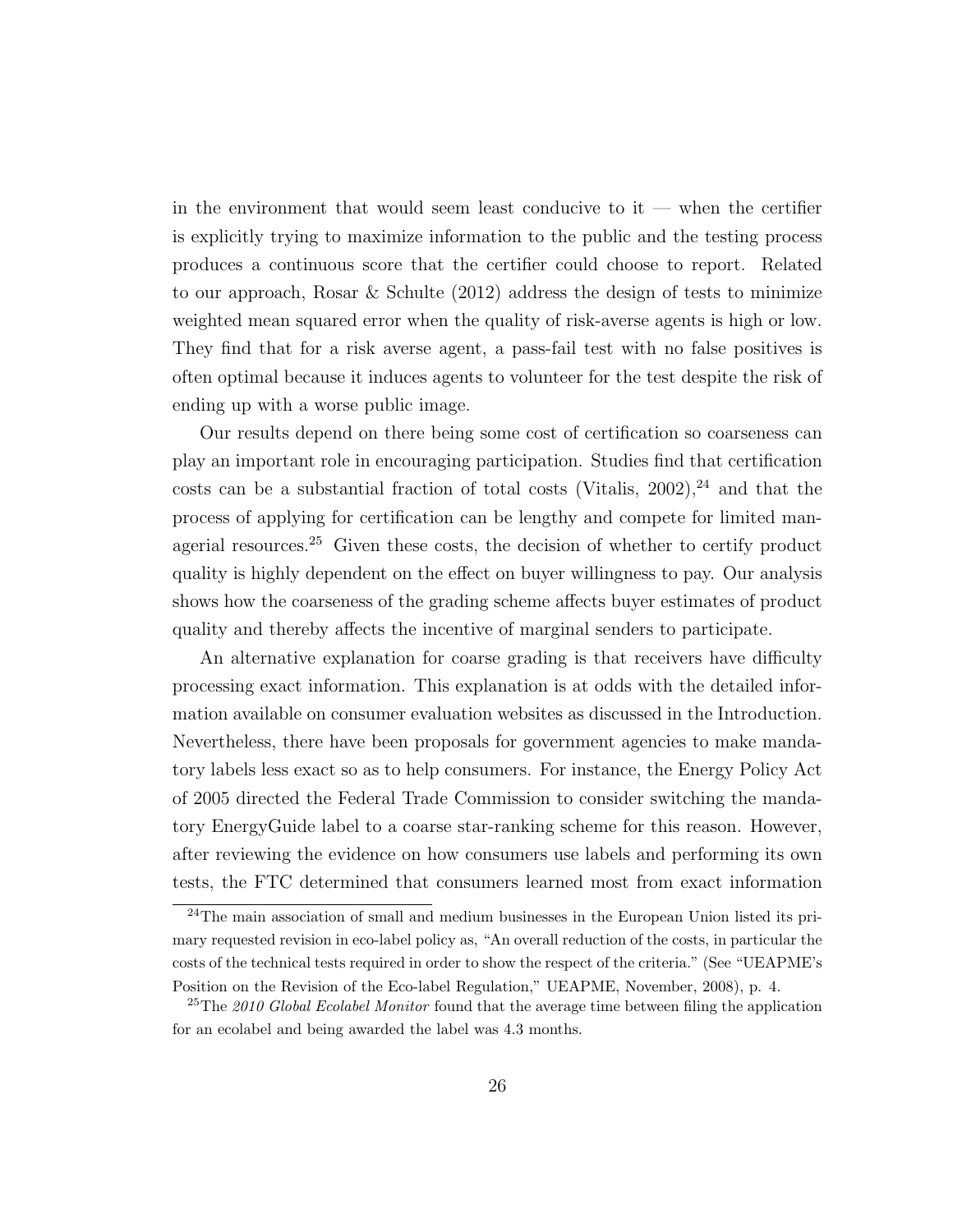in the environment that would seem least conducive to it — when the certifier is explicitly trying to maximize information to the public and the testing process produces a continuous score that the certifier could choose to report. Related to our approach, Rosar & Schulte (2012) address the design of tests to minimize weighted mean squared error when the quality of risk-averse agents is high or low. They find that for a risk averse agent, a pass-fail test with no false positives is often optimal because it induces agents to volunteer for the test despite the risk of ending up with a worse public image.

Our results depend on there being some cost of certification so coarseness can play an important role in encouraging participation. Studies find that certification costs can be a substantial fraction of total costs (Vitalis, 2002),[24] and that the process of applying for certification can be lengthy and compete for limited managerial resources.[25] Given these costs, the decision of whether to certify product quality is highly dependent on the effect on buyer willingness to pay. Our analysis shows how the coarseness of the grading scheme affects buyer estimates of product quality and thereby affects the incentive of marginal senders to participate.

An alternative explanation for coarse grading is that receivers have difficulty processing exact information. This explanation is at odds with the detailed information available on consumer evaluation websites as discussed in the Introduction. Nevertheless, there have been proposals for government agencies to make mandatory labels less exact so as to help consumers. For instance, the Energy Policy Act of 2005 directed the Federal Trade Commission to consider switching the mandatory EnergyGuide label to a coarse star-ranking scheme for this reason. However, after reviewing the evidence on how consumers use labels and performing its own tests, the FTC determined that consumers learned most from exact information

[24] The main association of small and medium businesses in the European Union listed its primary requested revision in eco-label policy as, "An overall reduction of the costs, in particular the costs of the technical tests required in order to show the respect of the criteria." (See "UEAPME's Position on the Revision of the Eco-label Regulation," UEAPME, November, 2008), p. 4.

[25] The *2010 Global Ecolabel Monitor* found that the average time between filing the application for an ecolabel and being awarded the label was 4.3 months.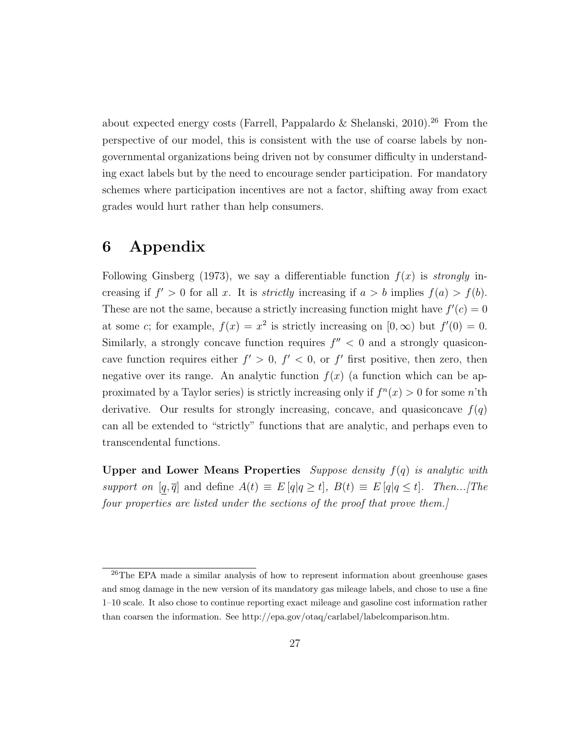about expected energy costs (Farrell, Pappalardo & Shelanski, 2010).[26] From the perspective of our model, this is consistent with the use of coarse labels by non-governmental organizations being driven not by consumer difficulty in understanding exact labels but by the need to encourage sender participation. For mandatory schemes where participation incentives are not a factor, shifting away from exact grades would hurt rather than help consumers.

# 6 Appendix

Following Ginsberg (1973), we say a differentiable function $f(x)$ is *strongly* increasing if $f' > 0$ for all $x$. It is *strictly* increasing if $a > b$ implies $f(a) > f(b)$. These are not the same, because a strictly increasing function might have $f'(c) = 0$ at some $c$; for example, $f(x) = x^2$ is strictly increasing on $[0, \infty)$ but $f'(0) = 0$. Similarly, a strongly concave function requires $f'' < 0$ and a strongly quasiconcave function requires either $f' > 0$, $f' < 0$, or $f'$ first positive, then zero, then negative over its range. An analytic function $f(x)$ (a function which can be approximated by a Taylor series) is strictly increasing only if $f^n(x) > 0$ for some $n$'th derivative. Our results for strongly increasing, concave, and quasiconcave $f(q)$ can all be extended to "strictly" functions that are analytic, and perhaps even to transcendental functions.

**Upper and Lower Means Properties** *Suppose density $f(q)$ is analytic with support on $[\underline{q}, \overline{q}]$ and define $A(t) \equiv E[q|q \geq t]$, $B(t) \equiv E[q|q \leq t]$. Then...[The four properties are listed under the sections of the proof that prove them.]*

[26]The EPA made a similar analysis of how to represent information about greenhouse gases and smog damage in the new version of its mandatory gas mileage labels, and chose to use a fine 1–10 scale. It also chose to continue reporting exact mileage and gasoline cost information rather than coarsen the information. See http://epa.gov/otaq/carlabel/labelcomparison.htm.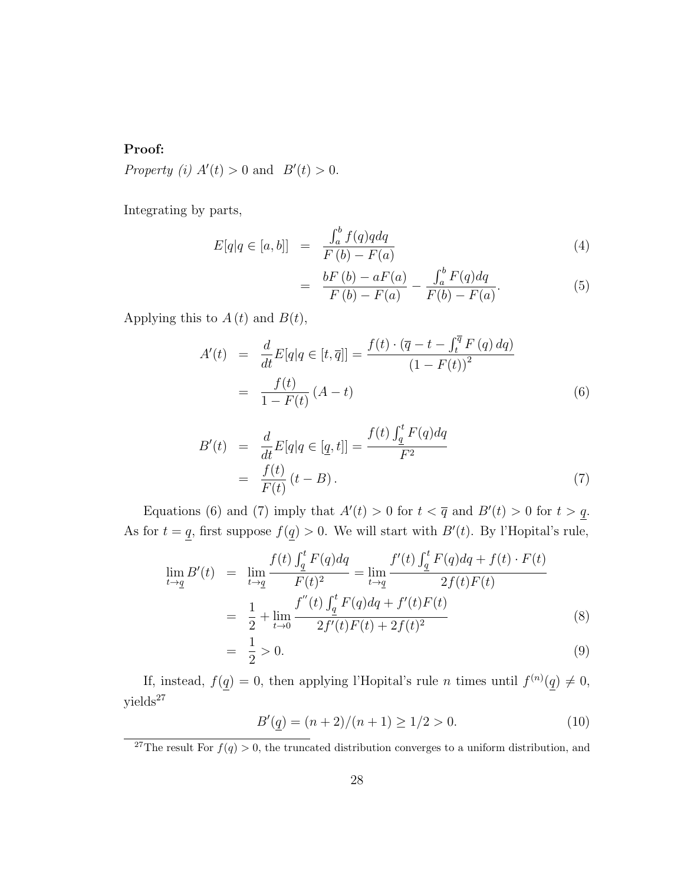**Proof:**

*Property (i)* $A'(t) > 0$ and $B'(t) > 0$.

Integrating by parts,

$$
\begin{aligned}
E[q|q \in [a,b]] &= \frac{\int_a^b f(q) q dq}{F(b) - F(a)} && (4) \\
&= \frac{bF(b) - aF(a)}{F(b) - F(a)} - \frac{\int_a^b F(q) dq}{F(b) - F(a)}. && (5)
\end{aligned}
$$

Applying this to $A(t)$ and $B(t)$,

$$
\begin{aligned}
A'(t) &= \frac{d}{dt} E[q|q \in [t, \overline{q}]] = \frac{f(t) \cdot \left(\overline{q} - t - \int_t^{\overline{q}} F(q) dq\right)}{(1 - F(t))^2} \\
&= \frac{f(t)}{1 - F(t)} (A - t) && (6)
\end{aligned}
$$

$$
\begin{aligned}
B'(t) &= \frac{d}{dt} E[q|q \in [\underline{q}, t]] = \frac{f(t) \int_{\underline{q}}^t F(q) dq}{F^2} \\
&= \frac{f(t)}{F(t)} (t - B). && (7)
\end{aligned}
$$

Equations (6) and (7) imply that $A'(t) > 0$ for $t < \overline{q}$ and $B'(t) > 0$ for $t > \underline{q}$. As for $t = \underline{q}$, first suppose $f(\underline{q}) > 0$. We will start with $B'(t)$. By l'Hopital's rule,

$$
\begin{aligned}
\lim_{t \to \underline{q}} B'(t) &= \lim_{t \to \underline{q}} \frac{f(t) \int_{\underline{q}}^t F(q) dq}{F(t)^2} = \lim_{t \to \underline{q}} \frac{f'(t) \int_{\underline{q}}^t F(q) dq + f(t) \cdot F(t)}{2 f(t) F(t)} \\
&= \frac{1}{2} + \lim_{t \to 0} \frac{f''(t) \int_{\underline{q}}^t F(q) dq + f'(t) F(t)}{2 f'(t) F(t) + 2 f(t)^2} && (8) \\
&= \frac{1}{2} > 0. && (9)
\end{aligned}
$$

If, instead, $f(\underline{q}) = 0$, then applying l'Hopital's rule $n$ times until $f^{(n)}(\underline{q}) \neq 0$, yields[27]

$$
B'(\underline{q}) = (n+2)/(n+1) \geq 1/2 > 0. \tag{10}
$$

[27] The result For $f(q) > 0$, the truncated distribution converges to a uniform distribution, and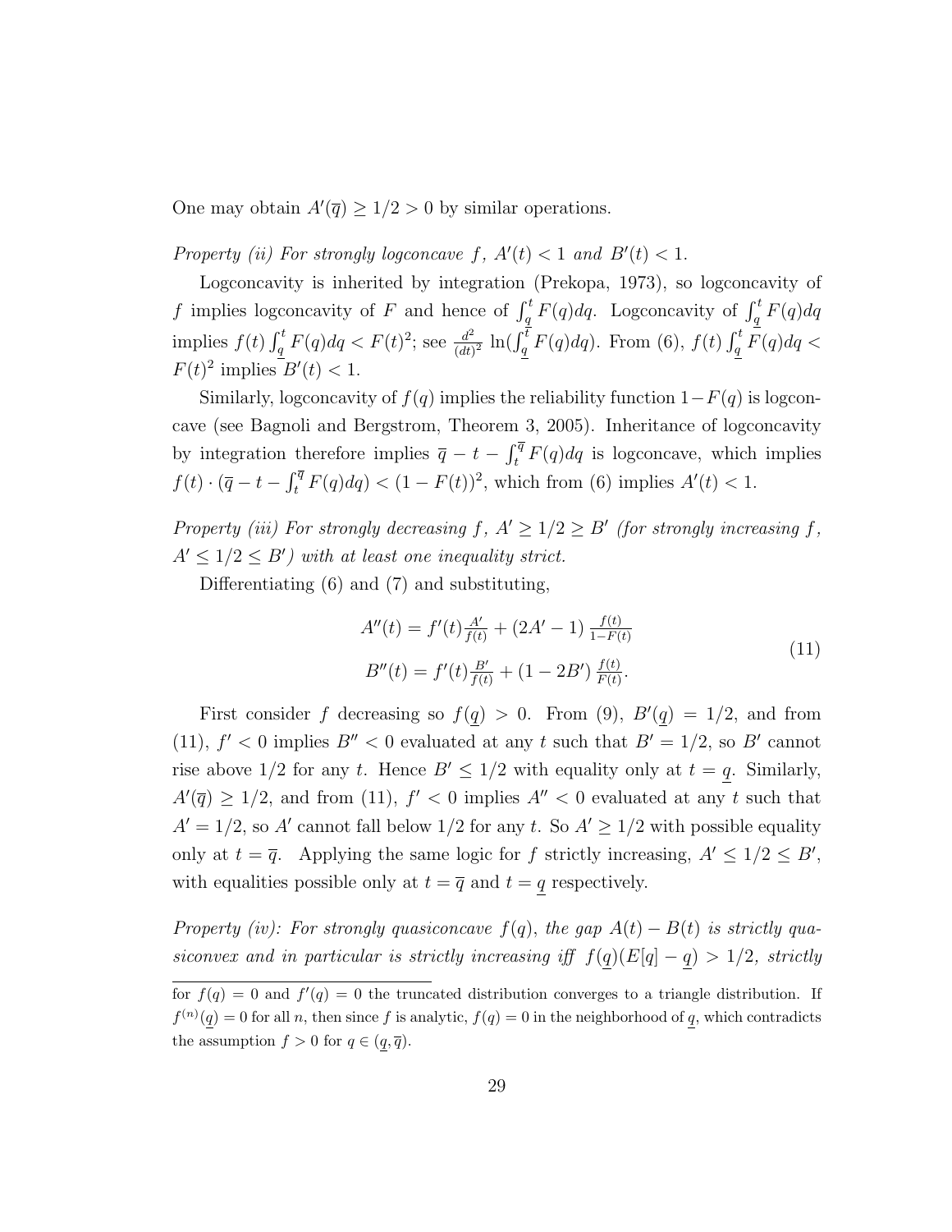One may obtain $A'(\overline{q}) \geq 1/2 > 0$ by similar operations.

*Property (ii) For strongly logconcave $f$, $A'(t) < 1$ and $B'(t) < 1$.*

Logconcavity is inherited by integration (Prekopa, 1973), so logconcavity of $f$ implies logconcavity of $F$ and hence of $\int_{\underline{q}}^{t} F(q)dq$. Logconcavity of $\int_{\underline{q}}^{t} F(q)dq$ implies $f(t)\int_{\underline{q}}^{t} F(q)dq < F(t)^2$; see $\frac{d^2}{(dt)^2}\ln(\int_{\underline{q}}^{t} F(q)dq)$. From (6), $f(t)\int_{\underline{q}}^{t} F(q)dq < F(t)^2$ implies $B'(t) < 1$.

Similarly, logconcavity of $f(q)$ implies the reliability function $1-F(q)$ is logconcave (see Bagnoli and Bergstrom, Theorem 3, 2005). Inheritance of logconcavity by integration therefore implies $\overline{q} - t - \int_{t}^{\overline{q}} F(q)dq$ is logconcave, which implies $f(t) \cdot (\overline{q} - t - \int_{t}^{\overline{q}} F(q)dq) < (1-F(t))^2$, which from (6) implies $A'(t) < 1$.

*Property (iii) For strongly decreasing $f$, $A' \geq 1/2 \geq B'$ (for strongly increasing $f$, $A' \leq 1/2 \leq B'$) with at least one inequality strict.*

Differentiating (6) and (7) and substituting,

$$
\begin{aligned}
A''(t) &= f'(t)\tfrac{A'}{f(t)} + (2A'-1)\,\tfrac{f(t)}{1-F(t)} \\
B''(t) &= f'(t)\tfrac{B'}{f(t)} + (1-2B')\,\tfrac{f(t)}{F(t)}.
\end{aligned}
\tag{11}
$$

First consider $f$ decreasing so $f(\underline{q}) > 0$. From (9), $B'(\underline{q}) = 1/2$, and from (11), $f' < 0$ implies $B'' < 0$ evaluated at any $t$ such that $B' = 1/2$, so $B'$ cannot rise above $1/2$ for any $t$. Hence $B' \leq 1/2$ with equality only at $t = \underline{q}$. Similarly, $A'(\overline{q}) \geq 1/2$, and from (11), $f' < 0$ implies $A'' < 0$ evaluated at any $t$ such that $A' = 1/2$, so $A'$ cannot fall below $1/2$ for any $t$. So $A' \geq 1/2$ with possible equality only at $t = \overline{q}$. Applying the same logic for $f$ strictly increasing, $A' \leq 1/2 \leq B'$, with equalities possible only at $t = \overline{q}$ and $t = \underline{q}$ respectively.

*Property (iv): For strongly quasiconcave $f(q)$, the gap $A(t) - B(t)$ is strictly quasiconvex and in particular is strictly increasing iff $f(\underline{q})(E[q] - \underline{q}) > 1/2$, strictly*

---

for $f(q) = 0$ and $f'(q) = 0$ the truncated distribution converges to a triangle distribution. If $f^{(n)}(\underline{q}) = 0$ for all $n$, then since $f$ is analytic, $f(q) = 0$ in the neighborhood of $\underline{q}$, which contradicts the assumption $f > 0$ for $q \in (\underline{q}, \overline{q})$.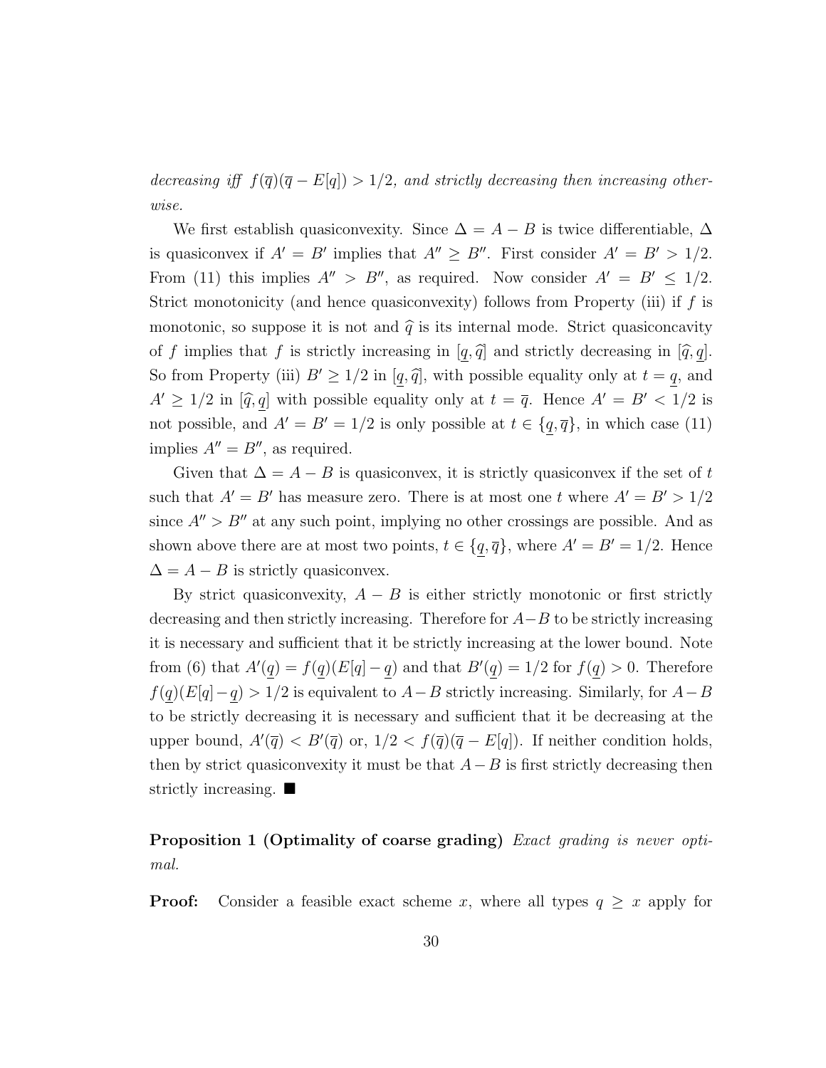*decreasing iff $f(\overline{q})(\overline{q} - E[q]) > 1/2$, and strictly decreasing then increasing otherwise.*

We first establish quasiconvexity. Since $\Delta = A - B$ is twice differentiable, $\Delta$ is quasiconvex if $A' = B'$ implies that $A'' \geq B''$. First consider $A' = B' > 1/2$. From (11) this implies $A'' > B''$, as required. Now consider $A' = B' \leq 1/2$. Strict monotonicity (and hence quasiconvexity) follows from Property (iii) if $f$ is monotonic, so suppose it is not and $\widehat{q}$ is its internal mode. Strict quasiconcavity of $f$ implies that $f$ is strictly increasing in $[\underline{q}, \widehat{q}]$ and strictly decreasing in $[\widehat{q}, \underline{q}]$. So from Property (iii) $B' \geq 1/2$ in $[\underline{q}, \widehat{q}]$, with possible equality only at $t = \underline{q}$, and $A' \geq 1/2$ in $[\widehat{q}, \underline{q}]$ with possible equality only at $t = \overline{q}$. Hence $A' = B' < 1/2$ is not possible, and $A' = B' = 1/2$ is only possible at $t \in \{\underline{q}, \overline{q}\}$, in which case (11) implies $A'' = B''$, as required.

Given that $\Delta = A - B$ is quasiconvex, it is strictly quasiconvex if the set of $t$ such that $A' = B'$ has measure zero. There is at most one $t$ where $A' = B' > 1/2$ since $A'' > B''$ at any such point, implying no other crossings are possible. And as shown above there are at most two points, $t \in \{\underline{q}, \overline{q}\}$, where $A' = B' = 1/2$. Hence $\Delta = A - B$ is strictly quasiconvex.

By strict quasiconvexity, $A - B$ is either strictly monotonic or first strictly decreasing and then strictly increasing. Therefore for $A - B$ to be strictly increasing it is necessary and sufficient that it be strictly increasing at the lower bound. Note from (6) that $A'(\underline{q}) = f(\underline{q})(E[q] - \underline{q})$ and that $B'(\underline{q}) = 1/2$ for $f(\underline{q}) > 0$. Therefore $f(\underline{q})(E[q] - \underline{q}) > 1/2$ is equivalent to $A - B$ strictly increasing. Similarly, for $A - B$ to be strictly decreasing it is necessary and sufficient that it be decreasing at the upper bound, $A'(\overline{q}) < B'(\overline{q})$ or, $1/2 < f(\overline{q})(\overline{q} - E[q])$. If neither condition holds, then by strict quasiconvexity it must be that $A - B$ is first strictly decreasing then strictly increasing. ■

**Proposition 1 (Optimality of coarse grading)** *Exact grading is never optimal.*

**Proof:** Consider a feasible exact scheme $x$, where all types $q \geq x$ apply for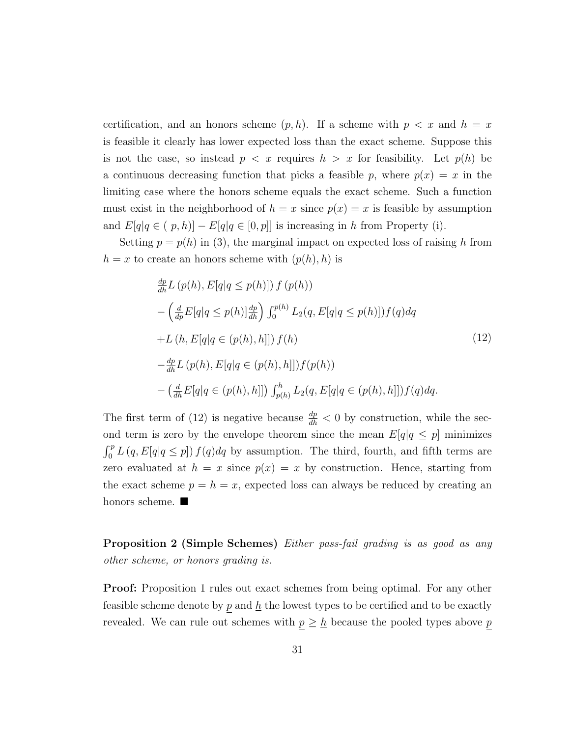certification, and an honors scheme $(p, h)$. If a scheme with $p < x$ and $h = x$ is feasible it clearly has lower expected loss than the exact scheme. Suppose this is not the case, so instead $p < x$ requires $h > x$ for feasibility. Let $p(h)$ be a continuous decreasing function that picks a feasible $p$, where $p(x) = x$ in the limiting case where the honors scheme equals the exact scheme. Such a function must exist in the neighborhood of $h = x$ since $p(x) = x$ is feasible by assumption and $E[q|q \in (\ p, h)] - E[q|q \in [0, p]]$ is increasing in $h$ from Property (i).

Setting $p = p(h)$ in (3), the marginal impact on expected loss of raising $h$ from $h = x$ to create an honors scheme with $(p(h), h)$ is

$$
\begin{aligned}
&\tfrac{dp}{dh} L\left(p(h), E[q|q \leq p(h)]\right) f\left(p(h)\right) \\
&- \left(\tfrac{d}{dp} E[q|q \leq p(h)] \tfrac{dp}{dh}\right) \int_0^{p(h)} L_2(q, E[q|q \leq p(h)]) f(q) dq \\
&+ L\left(h, E[q|q \in (p(h), h]]\right) f(h) \\
&- \tfrac{dp}{dh} L\left(p(h), E[q|q \in (p(h), h]]\right) f(p(h)) \\
&- \left(\tfrac{d}{dh} E[q|q \in (p(h), h]]\right) \int_{p(h)}^{h} L_2(q, E[q|q \in (p(h), h]]) f(q) dq.
\end{aligned}
\tag{12}
$$

The first term of (12) is negative because $\frac{dp}{dh} < 0$ by construction, while the second term is zero by the envelope theorem since the mean $E[q|q \leq p]$ minimizes $\int_0^p L\left(q, E[q|q \leq p]\right) f(q) dq$ by assumption. The third, fourth, and fifth terms are zero evaluated at $h = x$ since $p(x) = x$ by construction. Hence, starting from the exact scheme $p = h = x$, expected loss can always be reduced by creating an honors scheme. ■

**Proposition 2 (Simple Schemes)** *Either pass-fail grading is as good as any other scheme, or honors grading is.*

**Proof:** Proposition 1 rules out exact schemes from being optimal. For any other feasible scheme denote by $\underline{p}$ and $\underline{h}$ the lowest types to be certified and to be exactly revealed. We can rule out schemes with $\underline{p} \geq \underline{h}$ because the pooled types above $\underline{p}$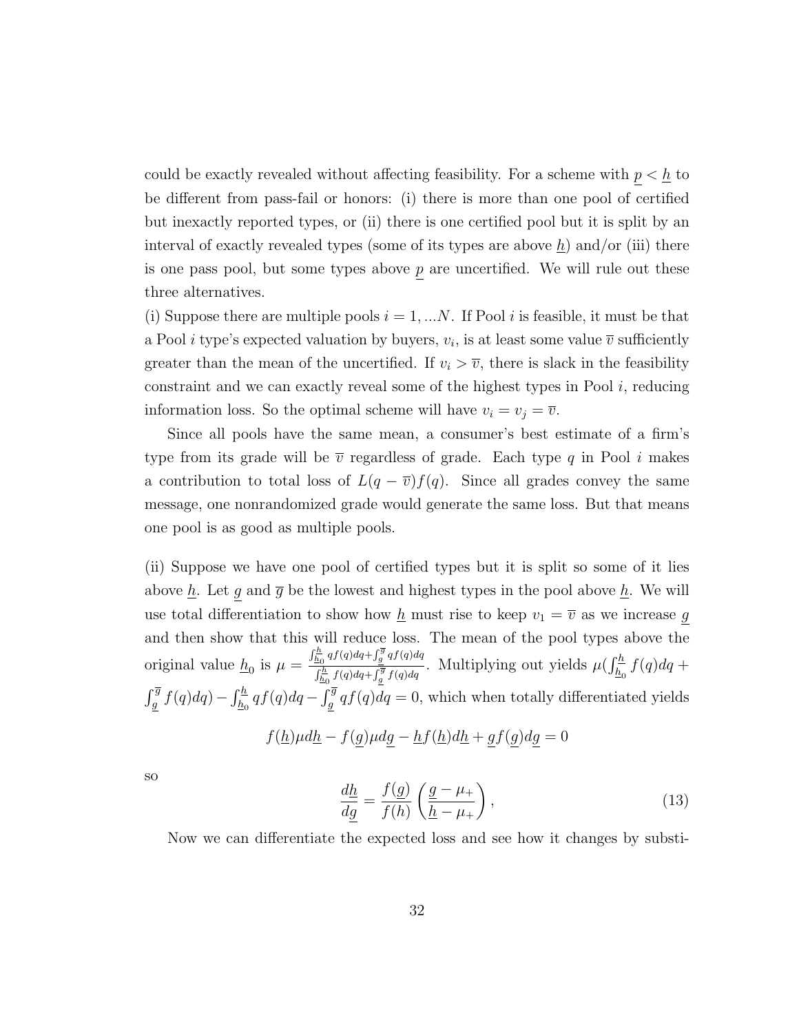could be exactly revealed without affecting feasibility. For a scheme with $\underline{p} < \underline{h}$ to be different from pass-fail or honors: (i) there is more than one pool of certified but inexactly reported types, or (ii) there is one certified pool but it is split by an interval of exactly revealed types (some of its types are above $\underline{h}$) and/or (iii) there is one pass pool, but some types above $\underline{p}$ are uncertified. We will rule out these three alternatives.

(i) Suppose there are multiple pools $i = 1, ...N$. If Pool $i$ is feasible, it must be that a Pool $i$ type's expected valuation by buyers, $v_i$, is at least some value $\overline{v}$ sufficiently greater than the mean of the uncertified. If $v_i > \overline{v}$, there is slack in the feasibility constraint and we can exactly reveal some of the highest types in Pool $i$, reducing information loss. So the optimal scheme will have $v_i = v_j = \overline{v}$.

Since all pools have the same mean, a consumer's best estimate of a firm's type from its grade will be $\overline{v}$ regardless of grade. Each type $q$ in Pool $i$ makes a contribution to total loss of $L(q - \overline{v})f(q)$. Since all grades convey the same message, one nonrandomized grade would generate the same loss. But that means one pool is as good as multiple pools.

(ii) Suppose we have one pool of certified types but it is split so some of it lies above $\underline{h}$. Let $\underline{g}$ and $\overline{g}$ be the lowest and highest types in the pool above $\underline{h}$. We will use total differentiation to show how $\underline{h}$ must rise to keep $v_1 = \overline{v}$ as we increase $\underline{g}$ and then show that this will reduce loss. The mean of the pool types above the original value $\underline{h}_0$ is $\mu = \frac{\int_{\underline{h}_0}^{\underline{h}} qf(q)dq + \int_{\underline{g}}^{\overline{g}} qf(q)dq}{\int_{\underline{h}_0}^{\underline{h}} f(q)dq + \int_{\underline{g}}^{\overline{g}} f(q)dq}$. Multiplying out yields $\mu(\int_{\underline{h}_0}^{\underline{h}} f(q)dq + \int_{\underline{g}}^{\overline{g}} f(q)dq) - \int_{\underline{h}_0}^{\underline{h}} qf(q)dq - \int_{\underline{g}}^{\overline{g}} qf(q)dq = 0$, which when totally differentiated yields

$$f(\underline{h})\mu d\underline{h} - f(\underline{g})\mu d\underline{g} - \underline{h}f(\underline{h})d\underline{h} + \underline{g}f(\underline{g})d\underline{g} = 0$$

so

$$\frac{d\underline{h}}{d\underline{g}} = \frac{f(\underline{g})}{f(h)} \left( \frac{\underline{g} - \mu_+}{\underline{h} - \mu_+} \right), \tag{13}$$

Now we can differentiate the expected loss and see how it changes by substi-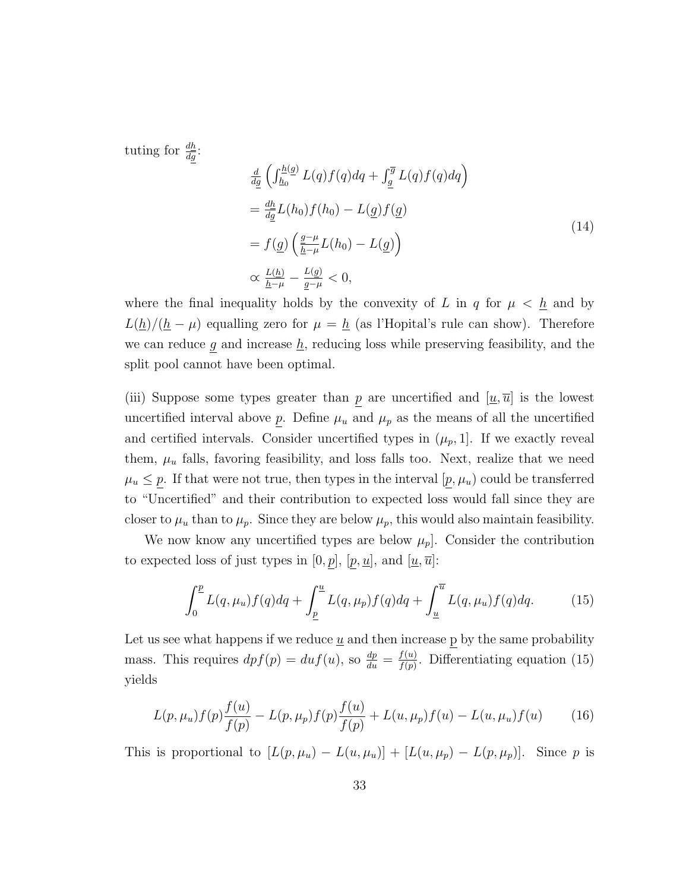tuting for $\frac{dh}{d\underline{g}}$:

$$
\begin{aligned}
&\tfrac{d}{d\underline{g}} \left( \int_{\underline{h}_0}^{\underline{h}(g)} L(q)f(q)dq + \int_{\underline{g}}^{\overline{g}} L(q)f(q)dq \right) \\
&= \tfrac{dh}{d\underline{g}} L(h_0)f(h_0) - L(\underline{g})f(\underline{g}) \\
&= f(\underline{g}) \left( \tfrac{g-\mu}{\underline{h}-\mu} L(h_0) - L(\underline{g}) \right) \\
&\propto \tfrac{L(\underline{h})}{\underline{h}-\mu} - \tfrac{L(\underline{g})}{\underline{g}-\mu} < 0,
\end{aligned} \tag{14}
$$

where the final inequality holds by the convexity of $L$ in $q$ for $\mu < \underline{h}$ and by $L(\underline{h})/(\underline{h} - \mu)$ equalling zero for $\mu = \underline{h}$ (as l'Hopital's rule can show). Therefore we can reduce $\underline{g}$ and increase $\underline{h}$, reducing loss while preserving feasibility, and the split pool cannot have been optimal.

(iii) Suppose some types greater than $\underline{p}$ are uncertified and $[\underline{u}, \overline{u}]$ is the lowest uncertified interval above $\underline{p}$. Define $\mu_u$ and $\mu_p$ as the means of all the uncertified and certified intervals. Consider uncertified types in $(\mu_p, 1]$. If we exactly reveal them, $\mu_u$ falls, favoring feasibility, and loss falls too. Next, realize that we need $\mu_u \leq \underline{p}$. If that were not true, then types in the interval $[\underline{p}, \mu_u)$ could be transferred to "Uncertified" and their contribution to expected loss would fall since they are closer to $\mu_u$ than to $\mu_p$. Since they are below $\mu_p$, this would also maintain feasibility.

We now know any uncertified types are below $\mu_p]$. Consider the contribution to expected loss of just types in $[0, \underline{p}]$, $[\underline{p}, \underline{u}]$, and $[\underline{u}, \overline{u}]$:

$$
\int_0^{\underline{p}} L(q, \mu_u)f(q)dq + \int_{\underline{p}}^{\underline{u}} L(q, \mu_p)f(q)dq + \int_{\underline{u}}^{\overline{u}} L(q, \mu_u)f(q)dq. \tag{15}
$$

Let us see what happens if we reduce $\underline{u}$ and then increase p by the same probability mass. This requires $dpf(p) = duf(u)$, so $\frac{dp}{du} = \frac{f(u)}{f(p)}$. Differentiating equation (15) yields

$$
L(p, \mu_u)f(p)\frac{f(u)}{f(p)} - L(p, \mu_p)f(p)\frac{f(u)}{f(p)} + L(u, \mu_p)f(u) - L(u, \mu_u)f(u) \tag{16}
$$

This is proportional to $[L(p, \mu_u) - L(u, \mu_u)] + [L(u, \mu_p) - L(p, \mu_p)]$. Since $p$ is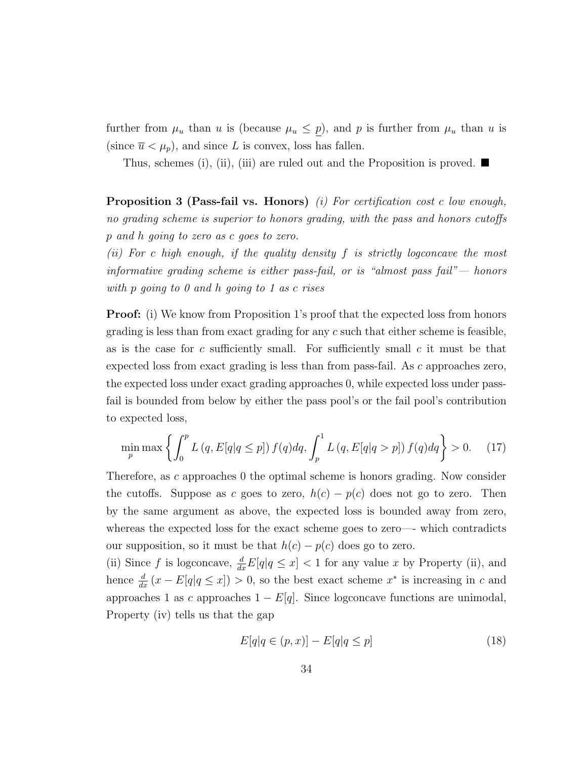further from $\mu_u$ than $u$ is (because $\mu_u \leq \underline{p}$), and $p$ is further from $\mu_u$ than $u$ is (since $\overline{u} < \mu_p$), and since $L$ is convex, loss has fallen.

Thus, schemes (i), (ii), (iii) are ruled out and the Proposition is proved. ■

**Proposition 3 (Pass-fail vs. Honors)** *(i) For certification cost $c$ low enough, no grading scheme is superior to honors grading, with the pass and honors cutoffs $p$ and $h$ going to zero as $c$ goes to zero.*
*(ii) For $c$ high enough, if the quality density $f$ is strictly logconcave the most informative grading scheme is either pass-fail, or is "almost pass fail"— honors with $p$ going to 0 and $h$ going to 1 as $c$ rises*

**Proof:** (i) We know from Proposition 1's proof that the expected loss from honors grading is less than from exact grading for any $c$ such that either scheme is feasible, as is the case for $c$ sufficiently small. For sufficiently small $c$ it must be that expected loss from exact grading is less than from pass-fail. As $c$ approaches zero, the expected loss under exact grading approaches 0, while expected loss under pass-fail is bounded from below by either the pass pool's or the fail pool's contribution to expected loss,

$$\min_p \max \left\{ \int_0^p L\left(q, E[q|q \leq p]\right) f(q)dq, \int_p^1 L\left(q, E[q|q > p]\right) f(q)dq \right\} > 0. \quad (17)$$

Therefore, as $c$ approaches 0 the optimal scheme is honors grading. Now consider the cutoffs. Suppose as $c$ goes to zero, $h(c) - p(c)$ does not go to zero. Then by the same argument as above, the expected loss is bounded away from zero, whereas the expected loss for the exact scheme goes to zero—- which contradicts our supposition, so it must be that $h(c) - p(c)$ does go to zero.
(ii) Since $f$ is logconcave, $\frac{d}{dx}E[q|q \leq x] < 1$ for any value $x$ by Property (ii), and hence $\frac{d}{dx}\left(x - E[q|q \leq x]\right) > 0$, so the best exact scheme $x^*$ is increasing in $c$ and approaches 1 as $c$ approaches $1 - E[q]$. Since logconcave functions are unimodal, Property (iv) tells us that the gap

$$E[q|q \in (p, x)] - E[q|q \leq p] \quad (18)$$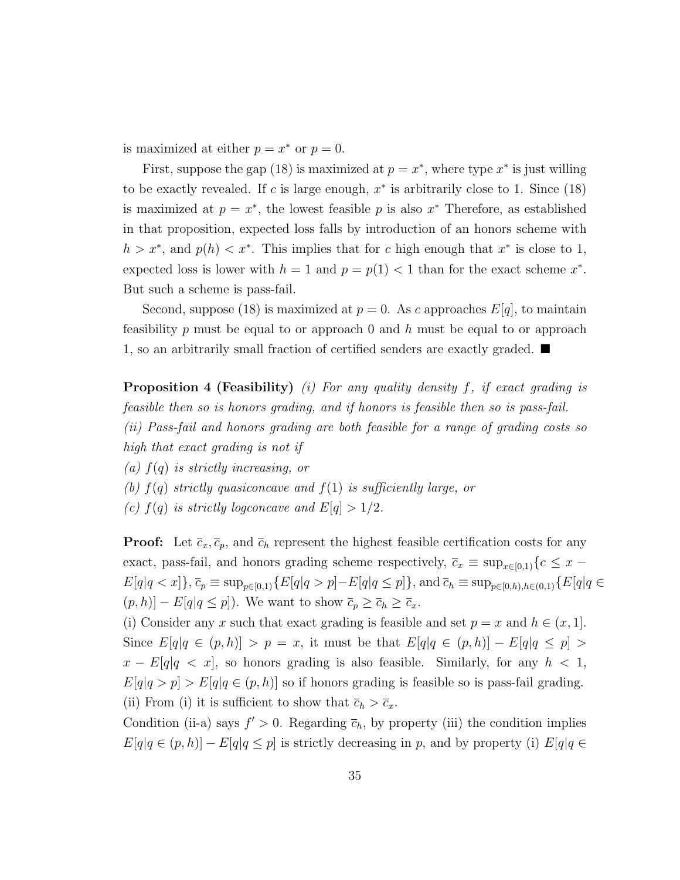is maximized at either $p = x^*$ or $p = 0$.

First, suppose the gap (18) is maximized at $p = x^*$, where type $x^*$ is just willing to be exactly revealed. If $c$ is large enough, $x^*$ is arbitrarily close to 1. Since (18) is maximized at $p = x^*$, the lowest feasible $p$ is also $x^*$ Therefore, as established in that proposition, expected loss falls by introduction of an honors scheme with $h > x^*$, and $p(h) < x^*$. This implies that for $c$ high enough that $x^*$ is close to 1, expected loss is lower with $h = 1$ and $p = p(1) < 1$ than for the exact scheme $x^*$. But such a scheme is pass-fail.

Second, suppose (18) is maximized at $p = 0$. As $c$ approaches $E[q]$, to maintain feasibility $p$ must be equal to or approach 0 and $h$ must be equal to or approach 1, so an arbitrarily small fraction of certified senders are exactly graded. ■

**Proposition 4 (Feasibility)** *(i) For any quality density $f$, if exact grading is feasible then so is honors grading, and if honors is feasible then so is pass-fail.*
*(ii) Pass-fail and honors grading are both feasible for a range of grading costs so high that exact grading is not if*
*(a) $f(q)$ is strictly increasing, or*
*(b) $f(q)$ strictly quasiconcave and $f(1)$ is sufficiently large, or*
*(c) $f(q)$ is strictly logconcave and $E[q] > 1/2$.*

**Proof:** Let $\bar{c}_x, \bar{c}_p$, and $\bar{c}_h$ represent the highest feasible certification costs for any exact, pass-fail, and honors grading scheme respectively, $\bar{c}_x \equiv \sup_{x\in[0,1)}\{c \leq x - E[q|q < x]\}$, $\bar{c}_p \equiv \sup_{p\in[0,1)}\{E[q|q > p]-E[q|q \leq p]\}$, and $\bar{c}_h \equiv \sup_{p\in[0,h),h\in(0,1)}\{E[q|q \in (p, h)] - E[q|q \leq p]\})$. We want to show $\bar{c}_p \geq \bar{c}_h \geq \bar{c}_x$.
(i) Consider any $x$ such that exact grading is feasible and set $p = x$ and $h \in (x, 1]$. Since $E[q|q \in (p, h)] > p = x$, it must be that $E[q|q \in (p, h)] - E[q|q \leq p] > x - E[q|q < x]$, so honors grading is also feasible. Similarly, for any $h < 1$, $E[q|q > p] > E[q|q \in (p, h)]$ so if honors grading is feasible so is pass-fail grading.
(ii) From (i) it is sufficient to show that $\bar{c}_h > \bar{c}_x$.
Condition (ii-a) says $f' > 0$. Regarding $\bar{c}_h$, by property (iii) the condition implies $E[q|q \in (p, h)] - E[q|q \leq p]$ is strictly decreasing in $p$, and by property (i) $E[q|q \in$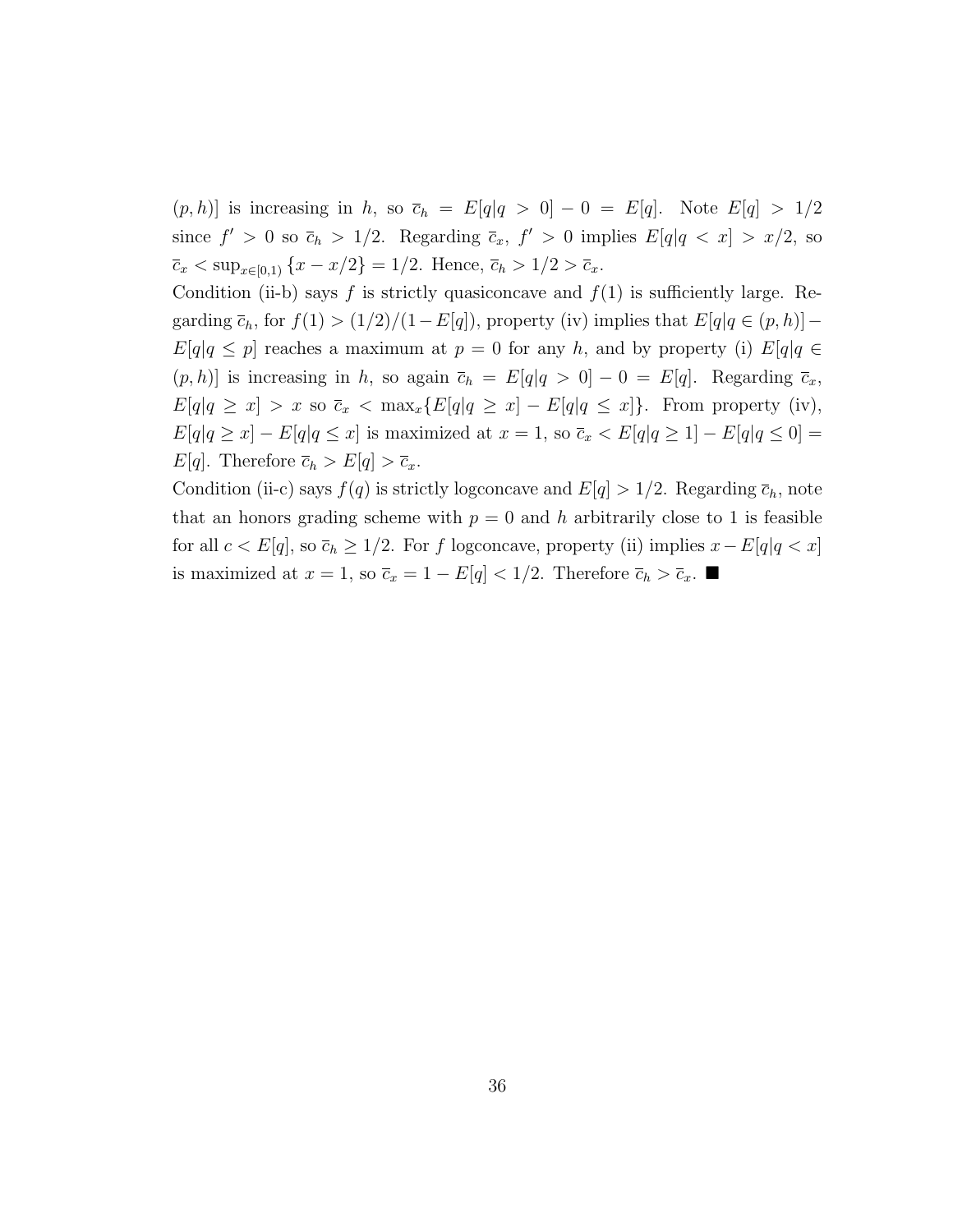$(p, h)]$ is increasing in $h$, so $\bar{c}_h = E[q|q > 0] - 0 = E[q]$. Note $E[q] > 1/2$ since $f' > 0$ so $\bar{c}_h > 1/2$. Regarding $\bar{c}_x$, $f' > 0$ implies $E[q|q < x] > x/2$, so $\bar{c}_x < \sup_{x \in [0,1)} \{x - x/2\} = 1/2$. Hence, $\bar{c}_h > 1/2 > \bar{c}_x$.

Condition (ii-b) says $f$ is strictly quasiconcave and $f(1)$ is sufficiently large. Regarding $\bar{c}_h$, for $f(1) > (1/2)/(1 - E[q])$, property (iv) implies that $E[q|q \in (p, h)] - E[q|q \leq p]$ reaches a maximum at $p = 0$ for any $h$, and by property (i) $E[q|q \in (p, h)]$ is increasing in $h$, so again $\bar{c}_h = E[q|q > 0] - 0 = E[q]$. Regarding $\bar{c}_x$, $E[q|q \geq x] > x$ so $\bar{c}_x < \max_x \{E[q|q \geq x] - E[q|q \leq x]\}$. From property (iv), $E[q|q \geq x] - E[q|q \leq x]$ is maximized at $x = 1$, so $\bar{c}_x < E[q|q \geq 1] - E[q|q \leq 0] = E[q]$. Therefore $\bar{c}_h > E[q] > \bar{c}_x$.

Condition (ii-c) says $f(q)$ is strictly logconcave and $E[q] > 1/2$. Regarding $\bar{c}_h$, note that an honors grading scheme with $p = 0$ and $h$ arbitrarily close to 1 is feasible for all $c < E[q]$, so $\bar{c}_h \geq 1/2$. For $f$ logconcave, property (ii) implies $x - E[q|q < x]$ is maximized at $x = 1$, so $\bar{c}_x = 1 - E[q] < 1/2$. Therefore $\bar{c}_h > \bar{c}_x$. ∎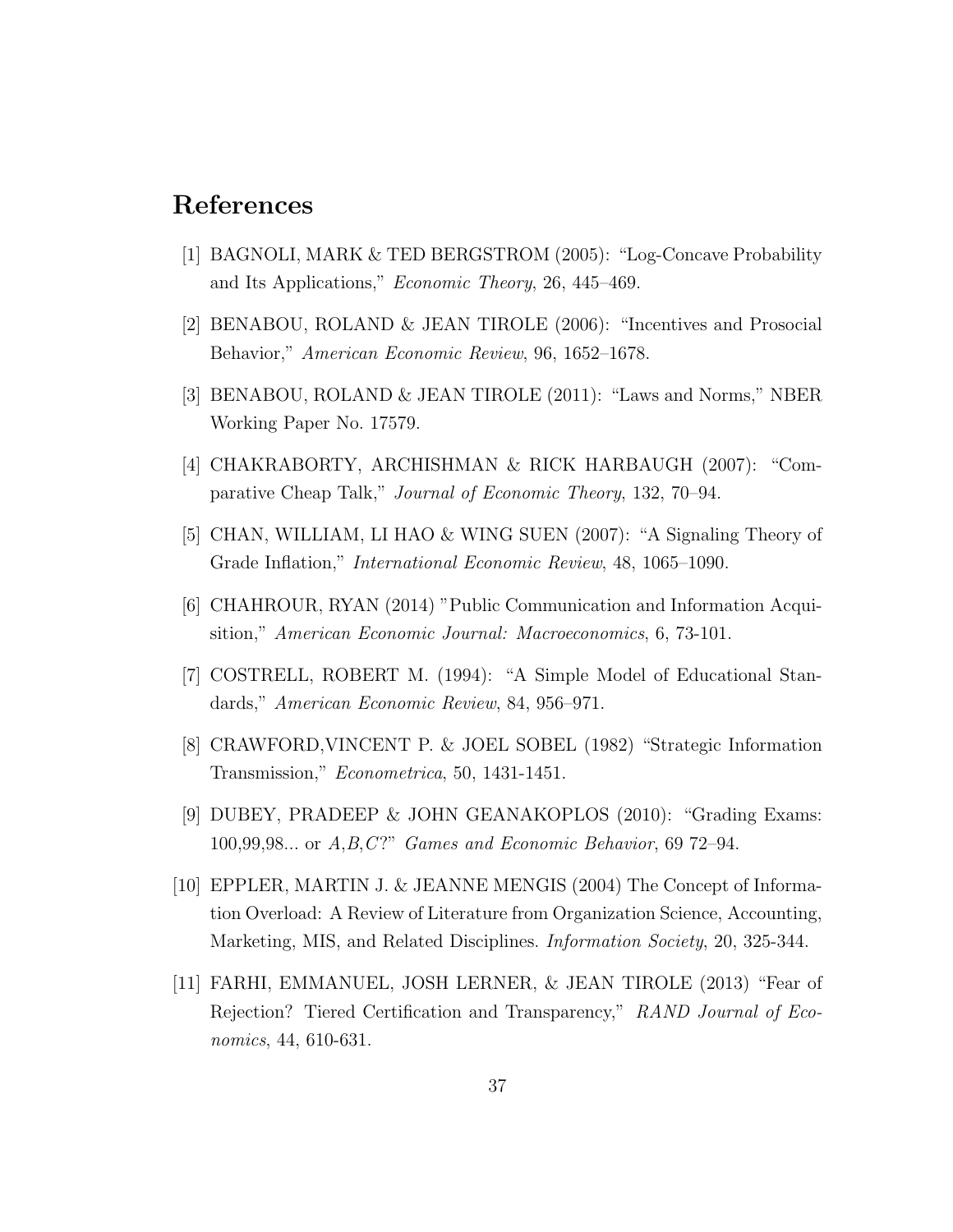# References

[1] BAGNOLI, MARK & TED BERGSTROM (2005): "Log-Concave Probability and Its Applications," *Economic Theory*, 26, 445–469.

[2] BENABOU, ROLAND & JEAN TIROLE (2006): "Incentives and Prosocial Behavior," *American Economic Review*, 96, 1652–1678.

[3] BENABOU, ROLAND & JEAN TIROLE (2011): "Laws and Norms," NBER Working Paper No. 17579.

[4] CHAKRABORTY, ARCHISHMAN & RICK HARBAUGH (2007): "Comparative Cheap Talk," *Journal of Economic Theory*, 132, 70–94.

[5] CHAN, WILLIAM, LI HAO & WING SUEN (2007): "A Signaling Theory of Grade Inflation," *International Economic Review*, 48, 1065–1090.

[6] CHAHROUR, RYAN (2014) "Public Communication and Information Acquisition," *American Economic Journal: Macroeconomics*, 6, 73-101.

[7] COSTRELL, ROBERT M. (1994): "A Simple Model of Educational Standards," *American Economic Review*, 84, 956–971.

[8] CRAWFORD,VINCENT P. & JOEL SOBEL (1982) "Strategic Information Transmission," *Econometrica*, 50, 1431-1451.

[9] DUBEY, PRADEEP & JOHN GEANAKOPLOS (2010): "Grading Exams: 100,99,98... or $A$,$B$,$C$?" *Games and Economic Behavior*, 69 72–94.

[10] EPPLER, MARTIN J. & JEANNE MENGIS (2004) The Concept of Information Overload: A Review of Literature from Organization Science, Accounting, Marketing, MIS, and Related Disciplines. *Information Society*, 20, 325-344.

[11] FARHI, EMMANUEL, JOSH LERNER, & JEAN TIROLE (2013) "Fear of Rejection? Tiered Certification and Transparency," *RAND Journal of Economics*, 44, 610-631.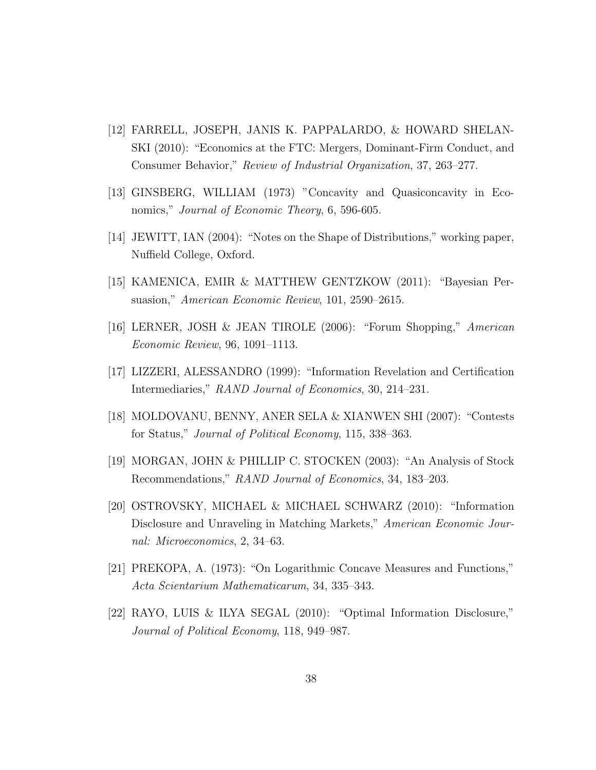[12] FARRELL, JOSEPH, JANIS K. PAPPALARDO, & HOWARD SHELANSKI (2010): "Economics at the FTC: Mergers, Dominant-Firm Conduct, and Consumer Behavior," *Review of Industrial Organization*, 37, 263–277.

[13] GINSBERG, WILLIAM (1973) "Concavity and Quasiconcavity in Economics," *Journal of Economic Theory*, 6, 596-605.

[14] JEWITT, IAN (2004): "Notes on the Shape of Distributions," working paper, Nuffield College, Oxford.

[15] KAMENICA, EMIR & MATTHEW GENTZKOW (2011): "Bayesian Persuasion," *American Economic Review*, 101, 2590–2615.

[16] LERNER, JOSH & JEAN TIROLE (2006): "Forum Shopping," *American Economic Review*, 96, 1091–1113.

[17] LIZZERI, ALESSANDRO (1999): "Information Revelation and Certification Intermediaries," *RAND Journal of Economics*, 30, 214–231.

[18] MOLDOVANU, BENNY, ANER SELA & XIANWEN SHI (2007): "Contests for Status," *Journal of Political Economy*, 115, 338–363.

[19] MORGAN, JOHN & PHILLIP C. STOCKEN (2003): "An Analysis of Stock Recommendations," *RAND Journal of Economics*, 34, 183–203.

[20] OSTROVSKY, MICHAEL & MICHAEL SCHWARZ (2010): "Information Disclosure and Unraveling in Matching Markets," *American Economic Journal: Microeconomics*, 2, 34–63.

[21] PREKOPA, A. (1973): "On Logarithmic Concave Measures and Functions," *Acta Scientarium Mathematicarum*, 34, 335–343.

[22] RAYO, LUIS & ILYA SEGAL (2010): "Optimal Information Disclosure," *Journal of Political Economy*, 118, 949–987.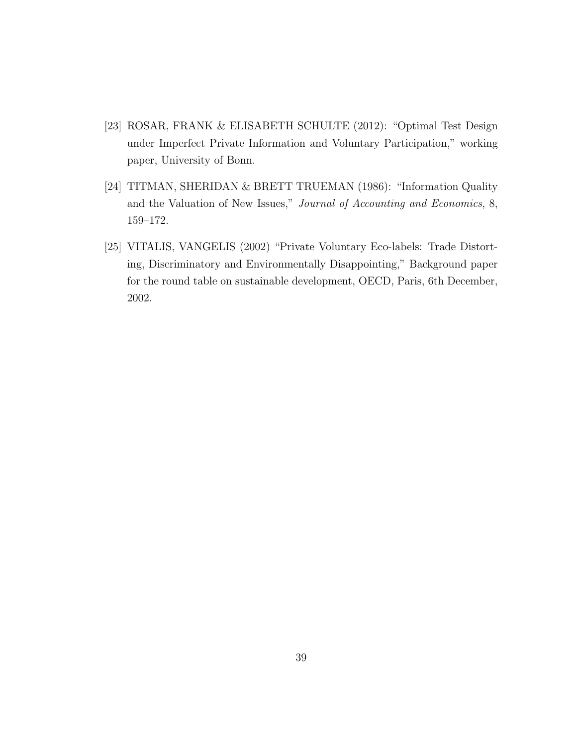[23] ROSAR, FRANK & ELISABETH SCHULTE (2012): "Optimal Test Design under Imperfect Private Information and Voluntary Participation," working paper, University of Bonn.

[24] TITMAN, SHERIDAN & BRETT TRUEMAN (1986): "Information Quality and the Valuation of New Issues," *Journal of Accounting and Economics*, 8, 159–172.

[25] VITALIS, VANGELIS (2002) "Private Voluntary Eco-labels: Trade Distorting, Discriminatory and Environmentally Disappointing," Background paper for the round table on sustainable development, OECD, Paris, 6th December, 2002.